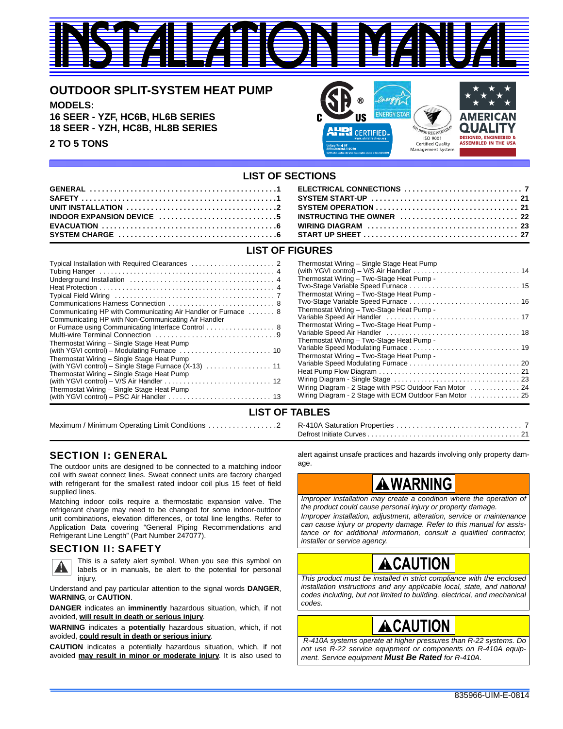# INSTALLATION MANUAL

## OUTDOOR SPLIT-SYSTEM HEAT PUMP

**MODELS:**
**16 SEER - YZF, HC6B, HL6B SERIES**
**18 SEER - YZH, HC8B, HL8B SERIES**

**2 TO 5 TONS**

## LIST OF SECTIONS

| | | | |
|---|---|---|---|
| GENERAL | 1 | ELECTRICAL CONNECTIONS | 7 |
| SAFETY | 1 | SYSTEM START-UP | 21 |
| UNIT INSTALLATION | 2 | SYSTEM OPERATION | 21 |
| INDOOR EXPANSION DEVICE | 5 | INSTRUCTING THE OWNER | 22 |
| EVACUATION | 6 | WIRING DIAGRAM | 23 |
| SYSTEM CHARGE | 6 | START UP SHEET | 27 |

## LIST OF FIGURES

| | | | |
|---|---|---|---|
| Typical Installation with Required Clearances | 2 | Thermostat Wiring – Single Stage Heat Pump (with YGVI control) – V/S Air Handler | 14 |
| Tubing Hanger | 4 | Thermostat Wiring – Two-Stage Heat Pump - Two-Stage Variable Speed Furnace | 15 |
| Underground Installation | 4 | Thermostat Wiring – Two-Stage Heat Pump - Two-Stage Variable Speed Furnace | 16 |
| Heat Protection | 4 | Thermostat Wiring – Two-Stage Heat Pump - Variable Speed Air Handler | 17 |
| Typical Field Wiring | 7 | Thermostat Wiring – Two-Stage Heat Pump - Variable Speed Air Handler | 18 |
| Communications Harness Connection | 8 | Thermostat Wiring – Two-Stage Heat Pump - Variable Speed Modulating Furnace | 19 |
| Communicating HP with Communicating Air Handler or Furnace | 8 | Thermostat Wiring – Two-Stage Heat Pump - Variable Speed Modulating Furnace | 20 |
| Communicating HP with Non-Communicating Air Handler or Furnace using Communicating Interface Control | 8 | Heat Pump Flow Diagram | 21 |
| Multi-wire Terminal Connection | 9 | Wiring Diagram - Single Stage | 23 |
| Thermostat Wiring – Single Stage Heat Pump (with YGVI control) – Modulating Furnace | 10 | Wiring Diagram - 2 Stage with PSC Outdoor Fan Motor | 24 |
| Thermostat Wiring – Single Stage Heat Pump (with YGVI control) – Single Stage Furnace (X-13) | 11 | Wiring Diagram - 2 Stage with ECM Outdoor Fan Motor | 25 |
| Thermostat Wiring – Single Stage Heat Pump (with YGVI control) – V/S Air Handler | 12 | | |
| Thermostat Wiring – Single Stage Heat Pump (with YGVI control) – PSC Air Handler | 13 | | |

## LIST OF TABLES

| | | | |
|---|---|---|---|
| Maximum / Minimum Operating Limit Conditions | 2 | R-410A Saturation Properties | 7 |
| | | Defrost Initiate Curves | 21 |

## SECTION I: GENERAL

The outdoor units are designed to be connected to a matching indoor coil with sweat connect lines. Sweat connect units are factory charged with refrigerant for the smallest rated indoor coil plus 15 feet of field supplied lines.

Matching indoor coils require a thermostatic expansion valve. The refrigerant charge may need to be changed for some indoor-outdoor unit combinations, elevation differences, or total line lengths. Refer to Application Data covering "General Piping Recommendations and Refrigerant Line Length" (Part Number 247077).

## SECTION II: SAFETY

This is a safety alert symbol. When you see this symbol on labels or in manuals, be alert to the potential for personal injury.

Understand and pay particular attention to the signal words **DANGER**, **WARNING**, or **CAUTION**.

**DANGER** indicates an **imminently** hazardous situation, which, if not avoided, **will result in death or serious injury**.

**WARNING** indicates a **potentially** hazardous situation, which, if not avoided, **could result in death or serious injury**.

**CAUTION** indicates a potentially hazardous situation, which, if not avoided **may result in minor or moderate injury**. It is also used to alert against unsafe practices and hazards involving only property damage.

**WARNING**

*Improper installation may create a condition where the operation of the product could cause personal injury or property damage.*

*Improper installation, adjustment, alteration, service or maintenance can cause injury or property damage. Refer to this manual for assistance or for additional information, consult a qualified contractor, installer or service agency.*

**CAUTION**

*This product must be installed in strict compliance with the enclosed installation instructions and any applicable local, state, and national codes including, but not limited to building, electrical, and mechanical codes.*

**CAUTION**

*R-410A systems operate at higher pressures than R-22 systems. Do not use R-22 service equipment or components on R-410A equipment. Service equipment **Must Be Rated** for R-410A.*

835966-UIM-E-0814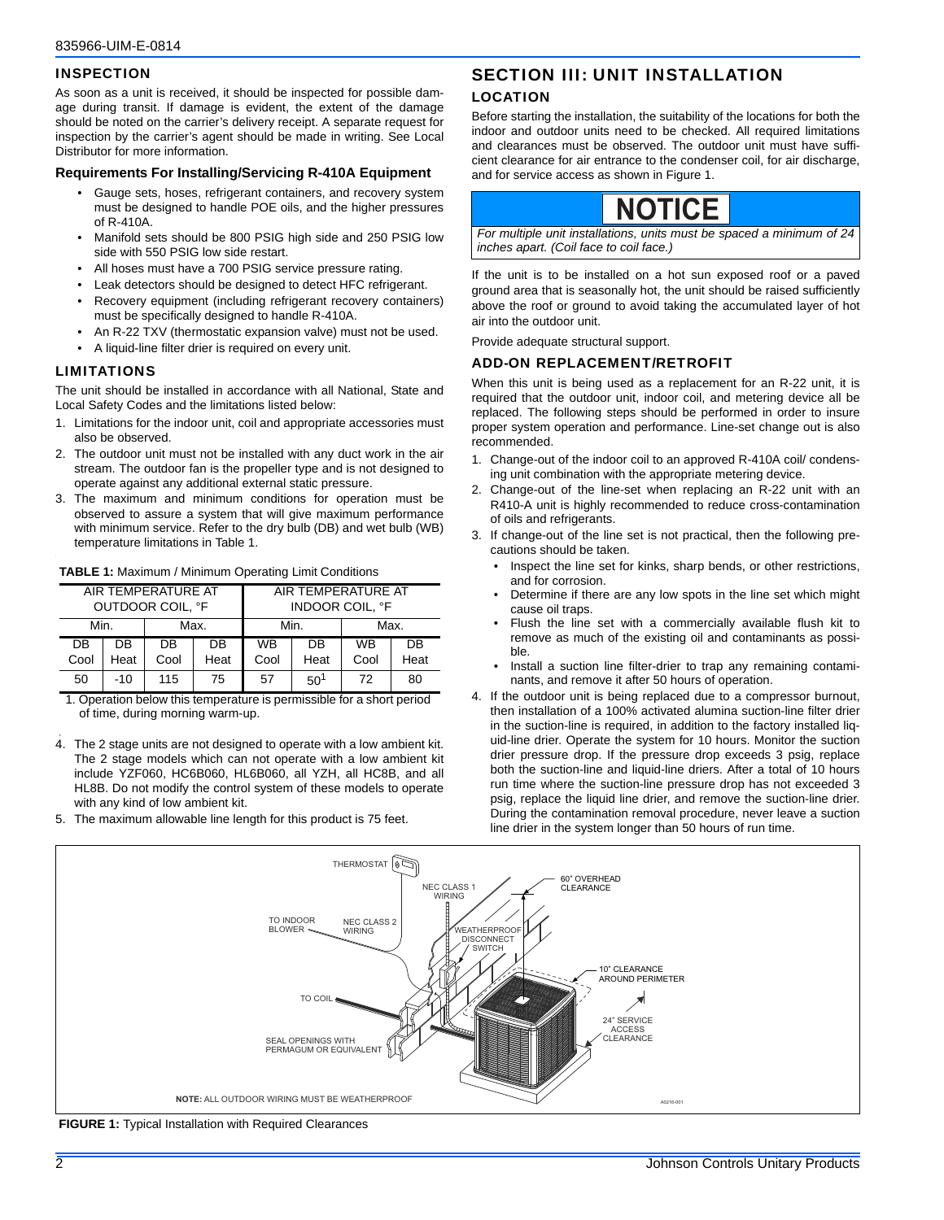## INSPECTION

As soon as a unit is received, it should be inspected for possible damage during transit. If damage is evident, the extent of the damage should be noted on the carrier's delivery receipt. A separate request for inspection by the carrier's agent should be made in writing. See Local Distributor for more information.

### Requirements For Installing/Servicing R-410A Equipment

- Gauge sets, hoses, refrigerant containers, and recovery system must be designed to handle POE oils, and the higher pressures of R-410A.
- Manifold sets should be 800 PSIG high side and 250 PSIG low side with 550 PSIG low side restart.
- All hoses must have a 700 PSIG service pressure rating.
- Leak detectors should be designed to detect HFC refrigerant.
- Recovery equipment (including refrigerant recovery containers) must be specifically designed to handle R-410A.
- An R-22 TXV (thermostatic expansion valve) must not be used.
- A liquid-line filter drier is required on every unit.

## LIMITATIONS

The unit should be installed in accordance with all National, State and Local Safety Codes and the limitations listed below:

1. Limitations for the indoor unit, coil and appropriate accessories must also be observed.
2. The outdoor unit must not be installed with any duct work in the air stream. The outdoor fan is the propeller type and is not designed to operate against any additional external static pressure.
3. The maximum and minimum conditions for operation must be observed to assure a system that will give maximum performance with minimum service. Refer to the dry bulb (DB) and wet bulb (WB) temperature limitations in Table 1.

**TABLE 1:** Maximum / Minimum Operating Limit Conditions

| AIR TEMPERATURE AT OUTDOOR COIL, °F | | | | AIR TEMPERATURE AT INDOOR COIL, °F | | | |
|---|---|---|---|---|---|---|---|
| Min. | | Max. | | Min. | | Max. | |
| DB Cool | DB Heat | DB Cool | DB Heat | WB Cool | DB Heat | WB Cool | DB Heat |
| 50 | -10 | 115 | 75 | 57 | 50[1] | 72 | 80 |

1. Operation below this temperature is permissible for a short period of time, during morning warm-up.

4. The 2 stage units are not designed to operate with a low ambient kit. The 2 stage models which can not operate with a low ambient kit include YZF060, HC6B060, HL6B060, all YZH, all HC8B, and all HL8B. Do not modify the control system of these models to operate with any kind of low ambient kit.
5. The maximum allowable line length for this product is 75 feet.

# SECTION III: UNIT INSTALLATION

## LOCATION

Before starting the installation, the suitability of the locations for both the indoor and outdoor units need to be checked. All required limitations and clearances must be observed. The outdoor unit must have sufficient clearance for air entrance to the condenser coil, for air discharge, and for service access as shown in Figure 1.

**NOTICE**

*For multiple unit installations, units must be spaced a minimum of 24 inches apart. (Coil face to coil face.)*

If the unit is to be installed on a hot sun exposed roof or a paved ground area that is seasonally hot, the unit should be raised sufficiently above the roof or ground to avoid taking the accumulated layer of hot air into the outdoor unit.

Provide adequate structural support.

## ADD-ON REPLACEMENT/RETROFIT

When this unit is being used as a replacement for an R-22 unit, it is required that the outdoor unit, indoor coil, and metering device all be replaced. The following steps should be performed in order to insure proper system operation and performance. Line-set change out is also recommended.

1. Change-out of the indoor coil to an approved R-410A coil/ condensing unit combination with the appropriate metering device.
2. Change-out of the line-set when replacing an R-22 unit with an R410-A unit is highly recommended to reduce cross-contamination of oils and refrigerants.
3. If change-out of the line set is not practical, then the following precautions should be taken.
   - Inspect the line set for kinks, sharp bends, or other restrictions, and for corrosion.
   - Determine if there are any low spots in the line set which might cause oil traps.
   - Flush the line set with a commercially available flush kit to remove as much of the existing oil and contaminants as possible.
   - Install a suction line filter-drier to trap any remaining contaminants, and remove it after 50 hours of operation.
4. If the outdoor unit is being replaced due to a compressor burnout, then installation of a 100% activated alumina suction-line filter drier in the suction-line is required, in addition to the factory installed liquid-line drier. Operate the system for 10 hours. Monitor the suction drier pressure drop. If the pressure drop exceeds 3 psig, replace both the suction-line and liquid-line driers. After a total of 10 hours run time where the suction-line pressure drop has not exceeded 3 psig, replace the liquid line drier, and remove the suction-line drier. During the contamination removal procedure, never leave a suction line drier in the system longer than 50 hours of run time.

**FIGURE 1:** Typical Installation with Required Clearances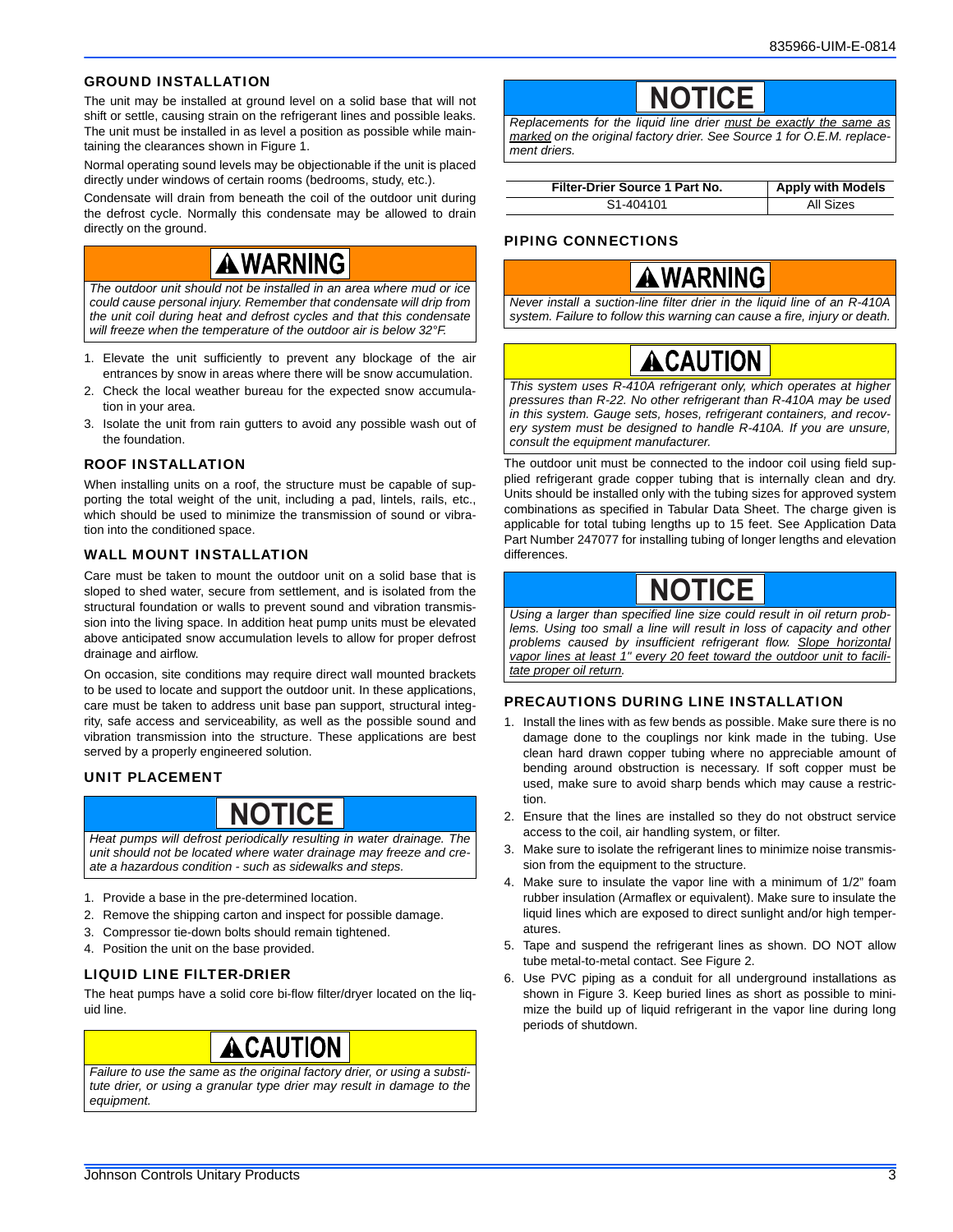## GROUND INSTALLATION

The unit may be installed at ground level on a solid base that will not shift or settle, causing strain on the refrigerant lines and possible leaks. The unit must be installed in as level a position as possible while maintaining the clearances shown in Figure 1.

Normal operating sound levels may be objectionable if the unit is placed directly under windows of certain rooms (bedrooms, study, etc.).

Condensate will drain from beneath the coil of the outdoor unit during the defrost cycle. Normally this condensate may be allowed to drain directly on the ground.

**⚠WARNING**

*The outdoor unit should not be installed in an area where mud or ice could cause personal injury. Remember that condensate will drip from the unit coil during heat and defrost cycles and that this condensate will freeze when the temperature of the outdoor air is below 32°F.*

1. Elevate the unit sufficiently to prevent any blockage of the air entrances by snow in areas where there will be snow accumulation.
2. Check the local weather bureau for the expected snow accumulation in your area.
3. Isolate the unit from rain gutters to avoid any possible wash out of the foundation.

## ROOF INSTALLATION

When installing units on a roof, the structure must be capable of supporting the total weight of the unit, including a pad, lintels, rails, etc., which should be used to minimize the transmission of sound or vibration into the conditioned space.

## WALL MOUNT INSTALLATION

Care must be taken to mount the outdoor unit on a solid base that is sloped to shed water, secure from settlement, and is isolated from the structural foundation or walls to prevent sound and vibration transmission into the living space. In addition heat pump units must be elevated above anticipated snow accumulation levels to allow for proper defrost drainage and airflow.

On occasion, site conditions may require direct wall mounted brackets to be used to locate and support the outdoor unit. In these applications, care must be taken to address unit base pan support, structural integrity, safe access and serviceability, as well as the possible sound and vibration transmission into the structure. These applications are best served by a properly engineered solution.

## UNIT PLACEMENT

**NOTICE**

*Heat pumps will defrost periodically resulting in water drainage. The unit should not be located where water drainage may freeze and create a hazardous condition - such as sidewalks and steps.*

1. Provide a base in the pre-determined location.
2. Remove the shipping carton and inspect for possible damage.
3. Compressor tie-down bolts should remain tightened.
4. Position the unit on the base provided.

## LIQUID LINE FILTER-DRIER

The heat pumps have a solid core bi-flow filter/dryer located on the liquid line.

**⚠CAUTION**

*Failure to use the same as the original factory drier, or using a substitute drier, or using a granular type drier may result in damage to the equipment.*

**NOTICE**

*Replacements for the liquid line drier must be exactly the same as marked on the original factory drier. See Source 1 for O.E.M. replacement driers.*

| Filter-Drier Source 1 Part No. | Apply with Models |
|---|---|
| S1-404101 | All Sizes |

## PIPING CONNECTIONS

**⚠WARNING**

*Never install a suction-line filter drier in the liquid line of an R-410A system. Failure to follow this warning can cause a fire, injury or death.*

**⚠CAUTION**

*This system uses R-410A refrigerant only, which operates at higher pressures than R-22. No other refrigerant than R-410A may be used in this system. Gauge sets, hoses, refrigerant containers, and recovery system must be designed to handle R-410A. If you are unsure, consult the equipment manufacturer.*

The outdoor unit must be connected to the indoor coil using field supplied refrigerant grade copper tubing that is internally clean and dry. Units should be installed only with the tubing sizes for approved system combinations as specified in Tabular Data Sheet. The charge given is applicable for total tubing lengths up to 15 feet. See Application Data Part Number 247077 for installing tubing of longer lengths and elevation differences.

**NOTICE**

*Using a larger than specified line size could result in oil return problems. Using too small a line will result in loss of capacity and other problems caused by insufficient refrigerant flow. Slope horizontal vapor lines at least 1" every 20 feet toward the outdoor unit to facilitate proper oil return.*

## PRECAUTIONS DURING LINE INSTALLATION

1. Install the lines with as few bends as possible. Make sure there is no damage done to the couplings nor kink made in the tubing. Use clean hard drawn copper tubing where no appreciable amount of bending around obstruction is necessary. If soft copper must be used, make sure to avoid sharp bends which may cause a restriction.
2. Ensure that the lines are installed so they do not obstruct service access to the coil, air handling system, or filter.
3. Make sure to isolate the refrigerant lines to minimize noise transmission from the equipment to the structure.
4. Make sure to insulate the vapor line with a minimum of 1/2" foam rubber insulation (Armaflex or equivalent). Make sure to insulate the liquid lines which are exposed to direct sunlight and/or high temperatures.
5. Tape and suspend the refrigerant lines as shown. DO NOT allow tube metal-to-metal contact. See Figure 2.
6. Use PVC piping as a conduit for all underground installations as shown in Figure 3. Keep buried lines as short as possible to minimize the build up of liquid refrigerant in the vapor line during long periods of shutdown.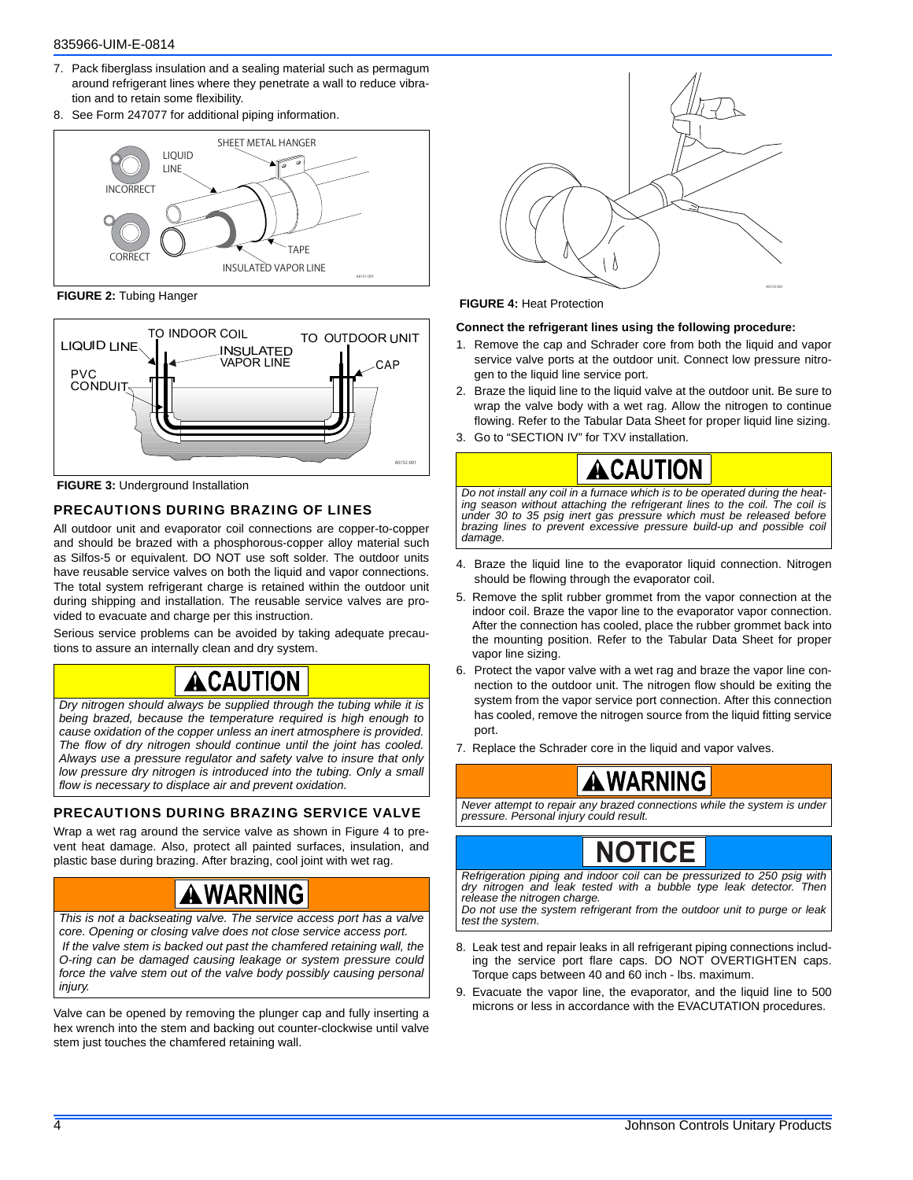7. Pack fiberglass insulation and a sealing material such as permagum around refrigerant lines where they penetrate a wall to reduce vibration and to retain some flexibility.
8. See Form 247077 for additional piping information.

**FIGURE 2:** Tubing Hanger

**FIGURE 3:** Underground Installation

## PRECAUTIONS DURING BRAZING OF LINES

All outdoor unit and evaporator coil connections are copper-to-copper and should be brazed with a phosphorous-copper alloy material such as Silfos-5 or equivalent. DO NOT use soft solder. The outdoor units have reusable service valves on both the liquid and vapor connections. The total system refrigerant charge is retained within the outdoor unit during shipping and installation. The reusable service valves are provided to evacuate and charge per this instruction.

Serious service problems can be avoided by taking adequate precautions to assure an internally clean and dry system.

**CAUTION**

*Dry nitrogen should always be supplied through the tubing while it is being brazed, because the temperature required is high enough to cause oxidation of the copper unless an inert atmosphere is provided. The flow of dry nitrogen should continue until the joint has cooled. Always use a pressure regulator and safety valve to insure that only low pressure dry nitrogen is introduced into the tubing. Only a small flow is necessary to displace air and prevent oxidation.*

## PRECAUTIONS DURING BRAZING SERVICE VALVE

Wrap a wet rag around the service valve as shown in Figure 4 to prevent heat damage. Also, protect all painted surfaces, insulation, and plastic base during brazing. After brazing, cool joint with wet rag.

**WARNING**

*This is not a backseating valve. The service access port has a valve core. Opening or closing valve does not close service access port.*

*If the valve stem is backed out past the chamfered retaining wall, the O-ring can be damaged causing leakage or system pressure could force the valve stem out of the valve body possibly causing personal injury.*

Valve can be opened by removing the plunger cap and fully inserting a hex wrench into the stem and backing out counter-clockwise until valve stem just touches the chamfered retaining wall.

**FIGURE 4:** Heat Protection

**Connect the refrigerant lines using the following procedure:**

1. Remove the cap and Schrader core from both the liquid and vapor service valve ports at the outdoor unit. Connect low pressure nitrogen to the liquid line service port.
2. Braze the liquid line to the liquid valve at the outdoor unit. Be sure to wrap the valve body with a wet rag. Allow the nitrogen to continue flowing. Refer to the Tabular Data Sheet for proper liquid line sizing.
3. Go to "SECTION IV" for TXV installation.

**CAUTION**

*Do not install any coil in a furnace which is to be operated during the heating season without attaching the refrigerant lines to the coil. The coil is under 30 to 35 psig inert gas pressure which must be released before brazing lines to prevent excessive pressure build-up and possible coil damage.*

4. Braze the liquid line to the evaporator liquid connection. Nitrogen should be flowing through the evaporator coil.
5. Remove the split rubber grommet from the vapor connection at the indoor coil. Braze the vapor line to the evaporator vapor connection. After the connection has cooled, place the rubber grommet back into the mounting position. Refer to the Tabular Data Sheet for proper vapor line sizing.
6. Protect the vapor valve with a wet rag and braze the vapor line connection to the outdoor unit. The nitrogen flow should be exiting the system from the vapor service port connection. After this connection has cooled, remove the nitrogen source from the liquid fitting service port.
7. Replace the Schrader core in the liquid and vapor valves.

**WARNING**

*Never attempt to repair any brazed connections while the system is under pressure. Personal injury could result.*

**NOTICE**

*Refrigeration piping and indoor coil can be pressurized to 250 psig with dry nitrogen and leak tested with a bubble type leak detector. Then release the nitrogen charge.*

*Do not use the system refrigerant from the outdoor unit to purge or leak test the system.*

8. Leak test and repair leaks in all refrigerant piping connections including the service port flare caps. DO NOT OVERTIGHTEN caps. Torque caps between 40 and 60 inch - lbs. maximum.
9. Evacuate the vapor line, the evaporator, and the liquid line to 500 microns or less in accordance with the EVACUATION procedures.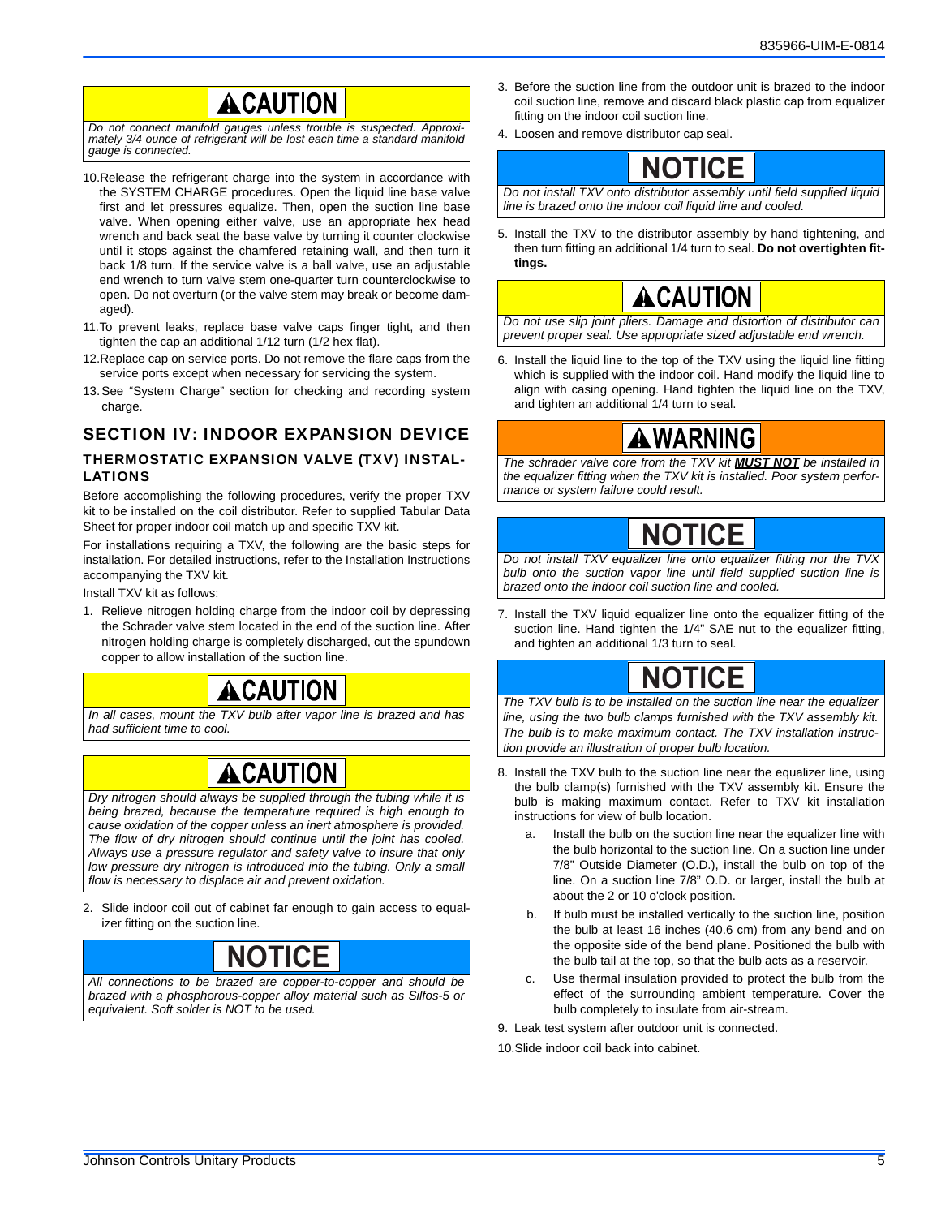**⚠CAUTION**

*Do not connect manifold gauges unless trouble is suspected. Approximately 3/4 ounce of refrigerant will be lost each time a standard manifold gauge is connected.*

10. Release the refrigerant charge into the system in accordance with the SYSTEM CHARGE procedures. Open the liquid line base valve first and let pressures equalize. Then, open the suction line base valve. When opening either valve, use an appropriate hex head wrench and back seat the base valve by turning it counter clockwise until it stops against the chamfered retaining wall, and then turn it back 1/8 turn. If the service valve is a ball valve, use an adjustable end wrench to turn valve stem one-quarter turn counterclockwise to open. Do not overturn (or the valve stem may break or become damaged).
11. To prevent leaks, replace base valve caps finger tight, and then tighten the cap an additional 1/12 turn (1/2 hex flat).
12. Replace cap on service ports. Do not remove the flare caps from the service ports except when necessary for servicing the system.
13. See "System Charge" section for checking and recording system charge.

## SECTION IV: INDOOR EXPANSION DEVICE

### THERMOSTATIC EXPANSION VALVE (TXV) INSTALLATIONS

Before accomplishing the following procedures, verify the proper TXV kit to be installed on the coil distributor. Refer to supplied Tabular Data Sheet for proper indoor coil match up and specific TXV kit.

For installations requiring a TXV, the following are the basic steps for installation. For detailed instructions, refer to the Installation Instructions accompanying the TXV kit.

Install TXV kit as follows:

1. Relieve nitrogen holding charge from the indoor coil by depressing the Schrader valve stem located in the end of the suction line. After nitrogen holding charge is completely discharged, cut the spundown copper to allow installation of the suction line.

**⚠CAUTION**

*In all cases, mount the TXV bulb after vapor line is brazed and has had sufficient time to cool.*

**⚠CAUTION**

*Dry nitrogen should always be supplied through the tubing while it is being brazed, because the temperature required is high enough to cause oxidation of the copper unless an inert atmosphere is provided. The flow of dry nitrogen should continue until the joint has cooled. Always use a pressure regulator and safety valve to insure that only low pressure dry nitrogen is introduced into the tubing. Only a small flow is necessary to displace air and prevent oxidation.*

2. Slide indoor coil out of cabinet far enough to gain access to equalizer fitting on the suction line.

**NOTICE**

*All connections to be brazed are copper-to-copper and should be brazed with a phosphorous-copper alloy material such as Silfos-5 or equivalent. Soft solder is NOT to be used.*

3. Before the suction line from the outdoor unit is brazed to the indoor coil suction line, remove and discard black plastic cap from equalizer fitting on the indoor coil suction line.
4. Loosen and remove distributor cap seal.

**NOTICE**

*Do not install TXV onto distributor assembly until field supplied liquid line is brazed onto the indoor coil liquid line and cooled.*

5. Install the TXV to the distributor assembly by hand tightening, and then turn fitting an additional 1/4 turn to seal. **Do not overtighten fittings.**

**⚠CAUTION**

*Do not use slip joint pliers. Damage and distortion of distributor can prevent proper seal. Use appropriate sized adjustable end wrench.*

6. Install the liquid line to the top of the TXV using the liquid line fitting which is supplied with the indoor coil. Hand modify the liquid line to align with casing opening. Hand tighten the liquid line on the TXV, and tighten an additional 1/4 turn to seal.

**⚠WARNING**

*The schrader valve core from the TXV kit **MUST NOT** be installed in the equalizer fitting when the TXV kit is installed. Poor system performance or system failure could result.*

**NOTICE**

*Do not install TXV equalizer line onto equalizer fitting nor the TVX bulb onto the suction vapor line until field supplied suction line is brazed onto the indoor coil suction line and cooled.*

7. Install the TXV liquid equalizer line onto the equalizer fitting of the suction line. Hand tighten the 1/4" SAE nut to the equalizer fitting, and tighten an additional 1/3 turn to seal.

**NOTICE**

*The TXV bulb is to be installed on the suction line near the equalizer line, using the two bulb clamps furnished with the TXV assembly kit. The bulb is to make maximum contact. The TXV installation instruction provide an illustration of proper bulb location.*

8. Install the TXV bulb to the suction line near the equalizer line, using the bulb clamp(s) furnished with the TXV assembly kit. Ensure the bulb is making maximum contact. Refer to TXV kit installation instructions for view of bulb location.
   a. Install the bulb on the suction line near the equalizer line with the bulb horizontal to the suction line. On a suction line under 7/8" Outside Diameter (O.D.), install the bulb on top of the line. On a suction line 7/8" O.D. or larger, install the bulb at about the 2 or 10 o'clock position.
   b. If bulb must be installed vertically to the suction line, position the bulb at least 16 inches (40.6 cm) from any bend and on the opposite side of the bend plane. Positioned the bulb with the bulb tail at the top, so that the bulb acts as a reservoir.
   c. Use thermal insulation provided to protect the bulb from the effect of the surrounding ambient temperature. Cover the bulb completely to insulate from air-stream.
9. Leak test system after outdoor unit is connected.
10. Slide indoor coil back into cabinet.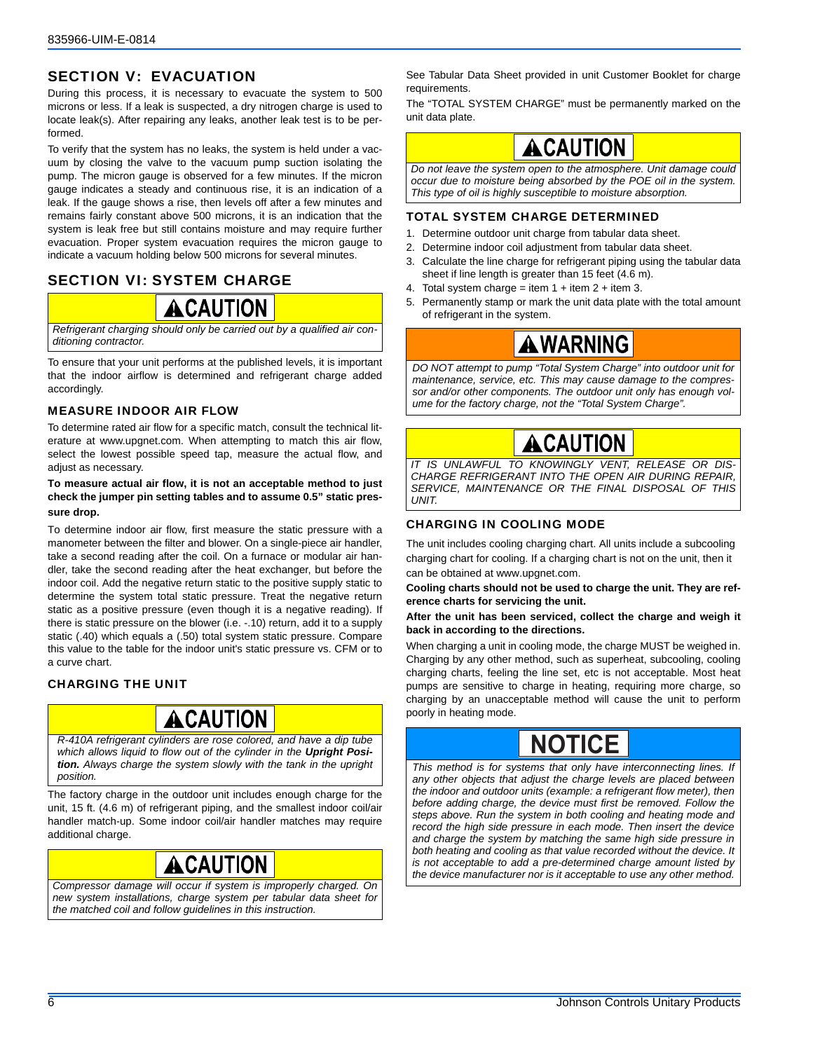## SECTION V: EVACUATION

During this process, it is necessary to evacuate the system to 500 microns or less. If a leak is suspected, a dry nitrogen charge is used to locate leak(s). After repairing any leaks, another leak test is to be performed.

To verify that the system has no leaks, the system is held under a vacuum by closing the valve to the vacuum pump suction isolating the pump. The micron gauge is observed for a few minutes. If the micron gauge indicates a steady and continuous rise, it is an indication of a leak. If the gauge shows a rise, then levels off after a few minutes and remains fairly constant above 500 microns, it is an indication that the system is leak free but still contains moisture and may require further evacuation. Proper system evacuation requires the micron gauge to indicate a vacuum holding below 500 microns for several minutes.

## SECTION VI: SYSTEM CHARGE

> **CAUTION**
>
> *Refrigerant charging should only be carried out by a qualified air conditioning contractor.*

To ensure that your unit performs at the published levels, it is important that the indoor airflow is determined and refrigerant charge added accordingly.

### MEASURE INDOOR AIR FLOW

To determine rated air flow for a specific match, consult the technical literature at www.upgnet.com. When attempting to match this air flow, select the lowest possible speed tap, measure the actual flow, and adjust as necessary.

**To measure actual air flow, it is not an acceptable method to just check the jumper pin setting tables and to assume 0.5" static pressure drop.**

To determine indoor air flow, first measure the static pressure with a manometer between the filter and blower. On a single-piece air handler, take a second reading after the coil. On a furnace or modular air handler, take the second reading after the heat exchanger, but before the indoor coil. Add the negative return static to the positive supply static to determine the system total static pressure. Treat the negative return static as a positive pressure (even though it is a negative reading). If there is static pressure on the blower (i.e. -.10) return, add it to a supply static (.40) which equals a (.50) total system static pressure. Compare this value to the table for the indoor unit's static pressure vs. CFM or to a curve chart.

### CHARGING THE UNIT

> **CAUTION**
>
> *R-410A refrigerant cylinders are rose colored, and have a dip tube which allows liquid to flow out of the cylinder in the **Upright Position.** Always charge the system slowly with the tank in the upright position.*

The factory charge in the outdoor unit includes enough charge for the unit, 15 ft. (4.6 m) of refrigerant piping, and the smallest indoor coil/air handler match-up. Some indoor coil/air handler matches may require additional charge.

> **CAUTION**
>
> *Compressor damage will occur if system is improperly charged. On new system installations, charge system per tabular data sheet for the matched coil and follow guidelines in this instruction.*

See Tabular Data Sheet provided in unit Customer Booklet for charge requirements.

The "TOTAL SYSTEM CHARGE" must be permanently marked on the unit data plate.

> **CAUTION**
>
> *Do not leave the system open to the atmosphere. Unit damage could occur due to moisture being absorbed by the POE oil in the system. This type of oil is highly susceptible to moisture absorption.*

### TOTAL SYSTEM CHARGE DETERMINED

1. Determine outdoor unit charge from tabular data sheet.
2. Determine indoor coil adjustment from tabular data sheet.
3. Calculate the line charge for refrigerant piping using the tabular data sheet if line length is greater than 15 feet (4.6 m).
4. Total system charge = item 1 + item 2 + item 3.
5. Permanently stamp or mark the unit data plate with the total amount of refrigerant in the system.

> **WARNING**
>
> *DO NOT attempt to pump "Total System Charge" into outdoor unit for maintenance, service, etc. This may cause damage to the compressor and/or other components. The outdoor unit only has enough volume for the factory charge, not the "Total System Charge".*

> **CAUTION**
>
> *IT IS UNLAWFUL TO KNOWINGLY VENT, RELEASE OR DISCHARGE REFRIGERANT INTO THE OPEN AIR DURING REPAIR, SERVICE, MAINTENANCE OR THE FINAL DISPOSAL OF THIS UNIT.*

### CHARGING IN COOLING MODE

The unit includes cooling charging chart. All units include a subcooling charging chart for cooling. If a charging chart is not on the unit, then it can be obtained at www.upgnet.com.

**Cooling charts should not be used to charge the unit. They are reference charts for servicing the unit.**

**After the unit has been serviced, collect the charge and weigh it back in according to the directions.**

When charging a unit in cooling mode, the charge MUST be weighed in. Charging by any other method, such as superheat, subcooling, cooling charging charts, feeling the line set, etc is not acceptable. Most heat pumps are sensitive to charge in heating, requiring more charge, so charging by an unacceptable method will cause the unit to perform poorly in heating mode.

> **NOTICE**
>
> *This method is for systems that only have interconnecting lines. If any other objects that adjust the charge levels are placed between the indoor and outdoor units (example: a refrigerant flow meter), then before adding charge, the device must first be removed. Follow the steps above. Run the system in both cooling and heating mode and record the high side pressure in each mode. Then insert the device and charge the system by matching the same high side pressure in both heating and cooling as that value recorded without the device. It is not acceptable to add a pre-determined charge amount listed by the device manufacturer nor is it acceptable to use any other method.*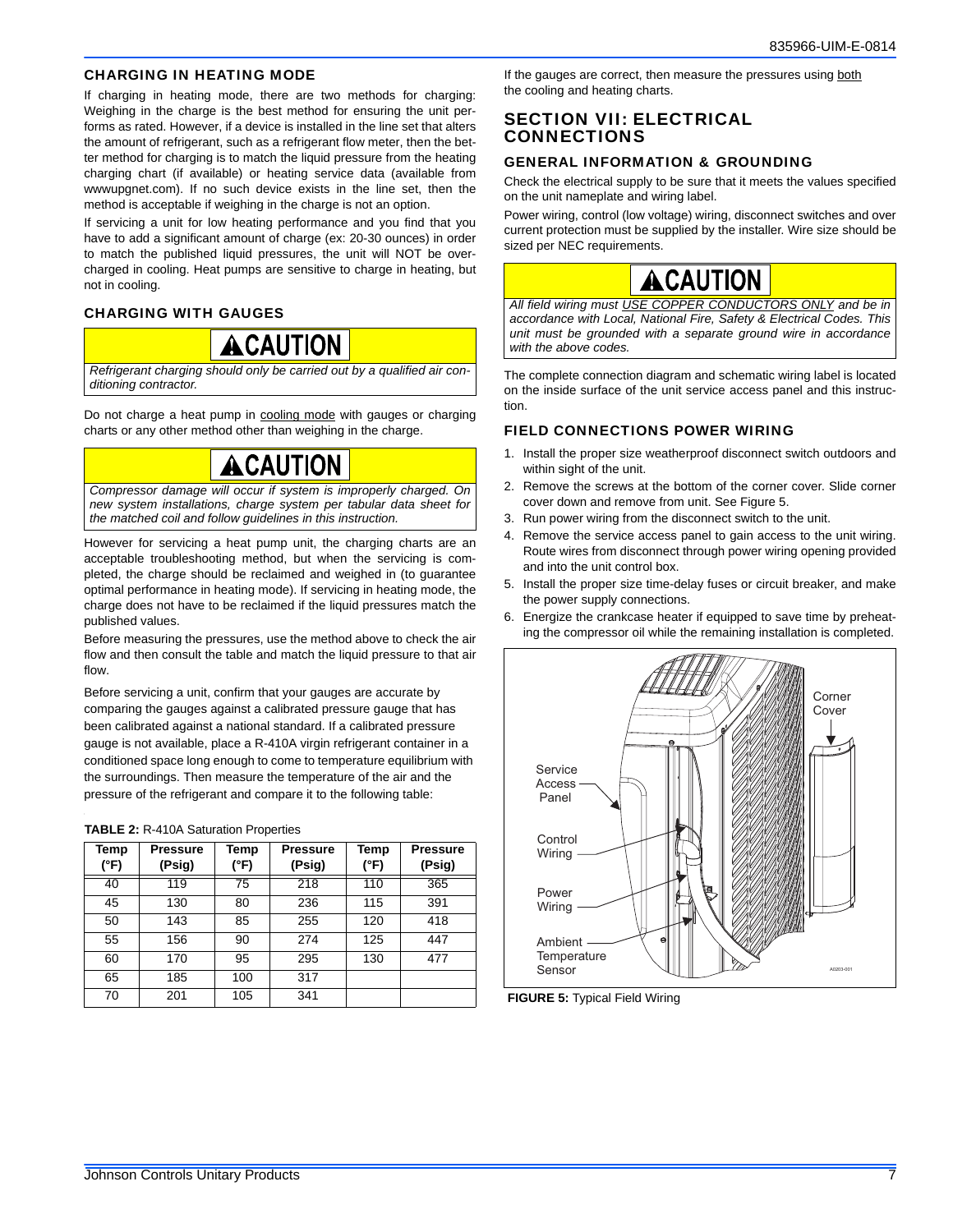## CHARGING IN HEATING MODE

If charging in heating mode, there are two methods for charging: Weighing in the charge is the best method for ensuring the unit performs as rated. However, if a device is installed in the line set that alters the amount of refrigerant, such as a refrigerant flow meter, then the better method for charging is to match the liquid pressure from the heating charging chart (if available) or heating service data (available from wwwupgnet.com). If no such device exists in the line set, then the method is acceptable if weighing in the charge is not an option.

If servicing a unit for low heating performance and you find that you have to add a significant amount of charge (ex: 20-30 ounces) in order to match the published liquid pressures, the unit will NOT be overcharged in cooling. Heat pumps are sensitive to charge in heating, but not in cooling.

## CHARGING WITH GAUGES

**⚠CAUTION**

*Refrigerant charging should only be carried out by a qualified air conditioning contractor.*

Do not charge a heat pump in cooling mode with gauges or charging charts or any other method other than weighing in the charge.

**⚠CAUTION**

*Compressor damage will occur if system is improperly charged. On new system installations, charge system per tabular data sheet for the matched coil and follow guidelines in this instruction.*

However for servicing a heat pump unit, the charging charts are an acceptable troubleshooting method, but when the servicing is completed, the charge should be reclaimed and weighed in (to guarantee optimal performance in heating mode). If servicing in heating mode, the charge does not have to be reclaimed if the liquid pressures match the published values.

Before measuring the pressures, use the method above to check the air flow and then consult the table and match the liquid pressure to that air flow.

Before servicing a unit, confirm that your gauges are accurate by comparing the gauges against a calibrated pressure gauge that has been calibrated against a national standard. If a calibrated pressure gauge is not available, place a R-410A virgin refrigerant container in a conditioned space long enough to come to temperature equilibrium with the surroundings. Then measure the temperature of the air and the pressure of the refrigerant and compare it to the following table:

**TABLE 2:** R-410A Saturation Properties

| Temp (°F) | Pressure (Psig) | Temp (°F) | Pressure (Psig) | Temp (°F) | Pressure (Psig) |
|---|---|---|---|---|---|
| 40 | 119 | 75 | 218 | 110 | 365 |
| 45 | 130 | 80 | 236 | 115 | 391 |
| 50 | 143 | 85 | 255 | 120 | 418 |
| 55 | 156 | 90 | 274 | 125 | 447 |
| 60 | 170 | 95 | 295 | 130 | 477 |
| 65 | 185 | 100 | 317 | | |
| 70 | 201 | 105 | 341 | | |

If the gauges are correct, then measure the pressures using both the cooling and heating charts.

# SECTION VII: ELECTRICAL CONNECTIONS

## GENERAL INFORMATION & GROUNDING

Check the electrical supply to be sure that it meets the values specified on the unit nameplate and wiring label.

Power wiring, control (low voltage) wiring, disconnect switches and over current protection must be supplied by the installer. Wire size should be sized per NEC requirements.

**⚠CAUTION**

*All field wiring must USE COPPER CONDUCTORS ONLY and be in accordance with Local, National Fire, Safety & Electrical Codes. This unit must be grounded with a separate ground wire in accordance with the above codes.*

The complete connection diagram and schematic wiring label is located on the inside surface of the unit service access panel and this instruction.

## FIELD CONNECTIONS POWER WIRING

1. Install the proper size weatherproof disconnect switch outdoors and within sight of the unit.
2. Remove the screws at the bottom of the corner cover. Slide corner cover down and remove from unit. See Figure 5.
3. Run power wiring from the disconnect switch to the unit.
4. Remove the service access panel to gain access to the unit wiring. Route wires from disconnect through power wiring opening provided and into the unit control box.
5. Install the proper size time-delay fuses or circuit breaker, and make the power supply connections.
6. Energize the crankcase heater if equipped to save time by preheating the compressor oil while the remaining installation is completed.

**FIGURE 5:** Typical Field Wiring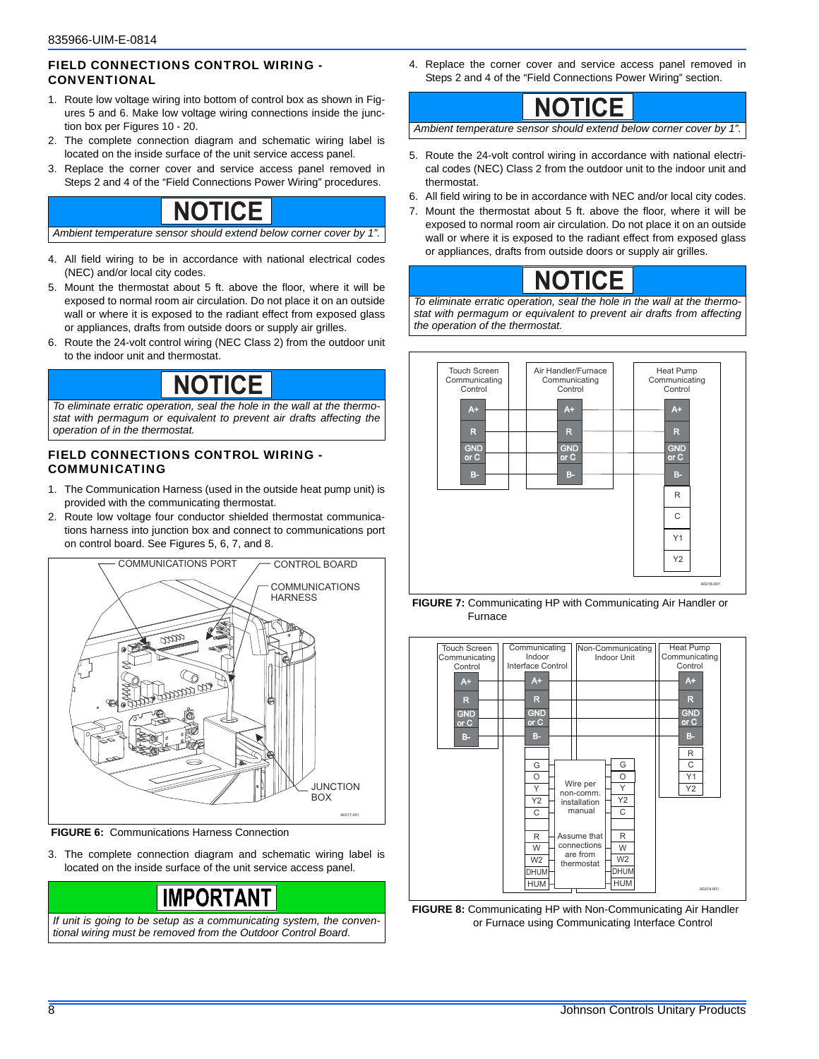## FIELD CONNECTIONS CONTROL WIRING - CONVENTIONAL

1. Route low voltage wiring into bottom of control box as shown in Figures 5 and 6. Make low voltage wiring connections inside the junction box per Figures 10 - 20.
2. The complete connection diagram and schematic wiring label is located on the inside surface of the unit service access panel.
3. Replace the corner cover and service access panel removed in Steps 2 and 4 of the "Field Connections Power Wiring" procedures.

**NOTICE**

*Ambient temperature sensor should extend below corner cover by 1".*

4. All field wiring to be in accordance with national electrical codes (NEC) and/or local city codes.
5. Mount the thermostat about 5 ft. above the floor, where it will be exposed to normal room air circulation. Do not place it on an outside wall or where it is exposed to the radiant effect from exposed glass or appliances, drafts from outside doors or supply air grilles.
6. Route the 24-volt control wiring (NEC Class 2) from the outdoor unit to the indoor unit and thermostat.

**NOTICE**

*To eliminate erratic operation, seal the hole in the wall at the thermostat with permagum or equivalent to prevent air drafts affecting the operation of in the thermostat.*

## FIELD CONNECTIONS CONTROL WIRING - COMMUNICATING

1. The Communication Harness (used in the outside heat pump unit) is provided with the communicating thermostat.
2. Route low voltage four conductor shielded thermostat communications harness into junction box and connect to communications port on control board. See Figures 5, 6, 7, and 8.

COMMUNICATIONS PORT — CONTROL BOARD — COMMUNICATIONS HARNESS — JUNCTION BOX

**FIGURE 6:** Communications Harness Connection

3. The complete connection diagram and schematic wiring label is located on the inside surface of the unit service access panel.

**IMPORTANT**

*If unit is going to be setup as a communicating system, the conventional wiring must be removed from the Outdoor Control Board.*

4. Replace the corner cover and service access panel removed in Steps 2 and 4 of the "Field Connections Power Wiring" section.

**NOTICE**

*Ambient temperature sensor should extend below corner cover by 1".*

5. Route the 24-volt control wiring in accordance with national electrical codes (NEC) Class 2 from the outdoor unit to the indoor unit and thermostat.
6. All field wiring to be in accordance with NEC and/or local city codes.
7. Mount the thermostat about 5 ft. above the floor, where it will be exposed to normal room air circulation. Do not place it on an outside wall or where it is exposed to the radiant effect from exposed glass or appliances, drafts from outside doors or supply air grilles.

**NOTICE**

*To eliminate erratic operation, seal the hole in the wall at the thermostat with permagum or equivalent to prevent air drafts from affecting the operation of the thermostat.*

| Touch Screen Communicating Control | Air Handler/Furnace Communicating Control | Heat Pump Communicating Control |
|---|---|---|
| A+ | A+ | A+ |
| R | R | R |
| GND or C | GND or C | GND or C |
| B- | B- | B- |
| | | R |
| | | C |
| | | Y1 |
| | | Y2 |

**FIGURE 7:** Communicating HP with Communicating Air Handler or Furnace

| Touch Screen Communicating Control | Communicating Indoor Interface Control | Non-Communicating Indoor Unit | Heat Pump Communicating Control |
|---|---|---|---|
| A+ | A+ | | A+ |
| R | R | | R |
| GND or C | GND or C | | GND or C |
| B- | B- | | B- |
| | | | R |
| | G | G | C |
| | O | O | Y1 |
| | Y | Y | Y2 |
| | Y2 | Y2 | |
| | C | C | |
| | R | R | |
| | W | W | |
| | W2 | W2 | |
| | DHUM | DHUM | |
| | HUM | HUM | |

Wire per non-comm. installation manual

Assume that connections are from thermostat

**FIGURE 8:** Communicating HP with Non-Communicating Air Handler or Furnace using Communicating Interface Control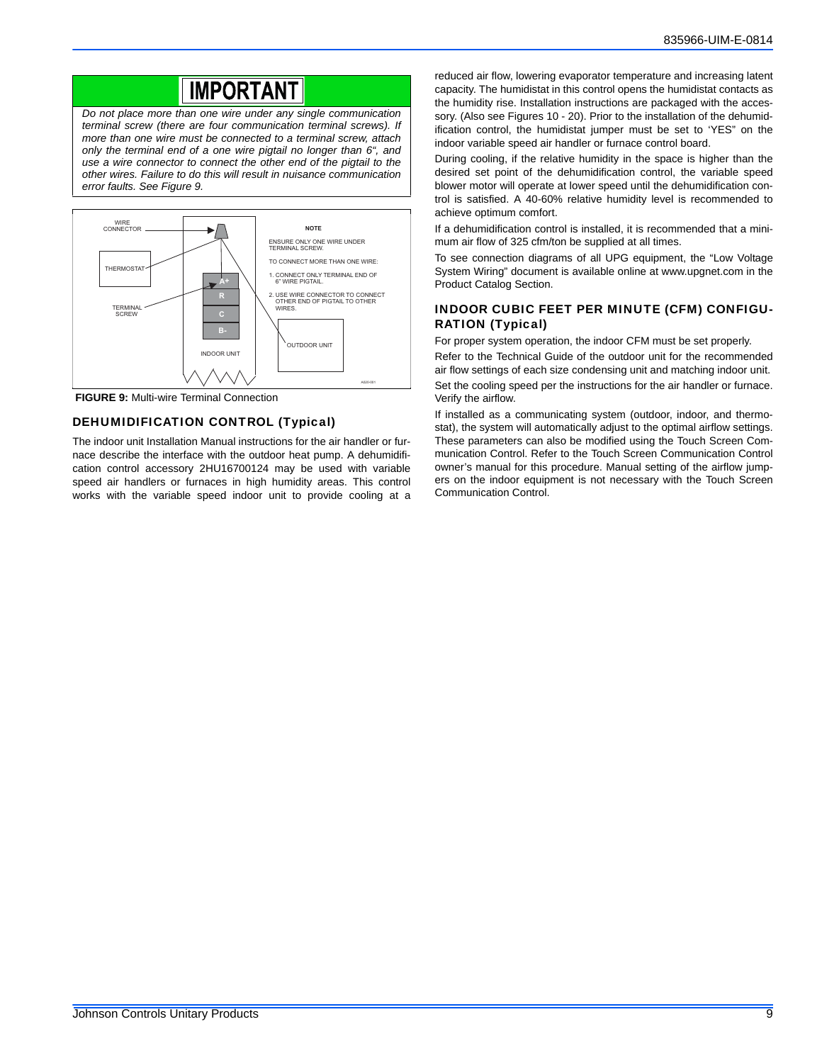**IMPORTANT**

*Do not place more than one wire under any single communication terminal screw (there are four communication terminal screws). If more than one wire must be connected to a terminal screw, attach only the terminal end of a one wire pigtail no longer than 6", and use a wire connector to connect the other end of the pigtail to the other wires. Failure to do this will result in nuisance communication error faults. See Figure 9.*

WIRE CONNECTOR

THERMOSTAT

TERMINAL SCREW

A+
R
C
B-

INDOOR UNIT

NOTE

ENSURE ONLY ONE WIRE UNDER TERMINAL SCREW.

TO CONNECT MORE THAN ONE WIRE:

1. CONNECT ONLY TERMINAL END OF 6" WIRE PIGTAIL.
2. USE WIRE CONNECTOR TO CONNECT OTHER END OF PIGTAIL TO OTHER WIRES.

OUTDOOR UNIT

A820-081

**FIGURE 9:** Multi-wire Terminal Connection

## DEHUMIDIFICATION CONTROL (Typical)

The indoor unit Installation Manual instructions for the air handler or furnace describe the interface with the outdoor heat pump. A dehumidification control accessory 2HU16700124 may be used with variable speed air handlers or furnaces in high humidity areas. This control works with the variable speed indoor unit to provide cooling at a reduced air flow, lowering evaporator temperature and increasing latent capacity. The humidistat in this control opens the humidistat contacts as the humidity rise. Installation instructions are packaged with the accessory. (Also see Figures 10 - 20). Prior to the installation of the dehumidification control, the humidistat jumper must be set to 'YES" on the indoor variable speed air handler or furnace control board.

During cooling, if the relative humidity in the space is higher than the desired set point of the dehumidification control, the variable speed blower motor will operate at lower speed until the dehumidification control is satisfied. A 40-60% relative humidity level is recommended to achieve optimum comfort.

If a dehumidification control is installed, it is recommended that a minimum air flow of 325 cfm/ton be supplied at all times.

To see connection diagrams of all UPG equipment, the "Low Voltage System Wiring" document is available online at www.upgnet.com in the Product Catalog Section.

## INDOOR CUBIC FEET PER MINUTE (CFM) CONFIGURATION (Typical)

For proper system operation, the indoor CFM must be set properly.

Refer to the Technical Guide of the outdoor unit for the recommended air flow settings of each size condensing unit and matching indoor unit.

Set the cooling speed per the instructions for the air handler or furnace. Verify the airflow.

If installed as a communicating system (outdoor, indoor, and thermostat), the system will automatically adjust to the optimal airflow settings. These parameters can also be modified using the Touch Screen Communication Control. Refer to the Touch Screen Communication Control owner's manual for this procedure. Manual setting of the airflow jumpers on the indoor equipment is not necessary with the Touch Screen Communication Control.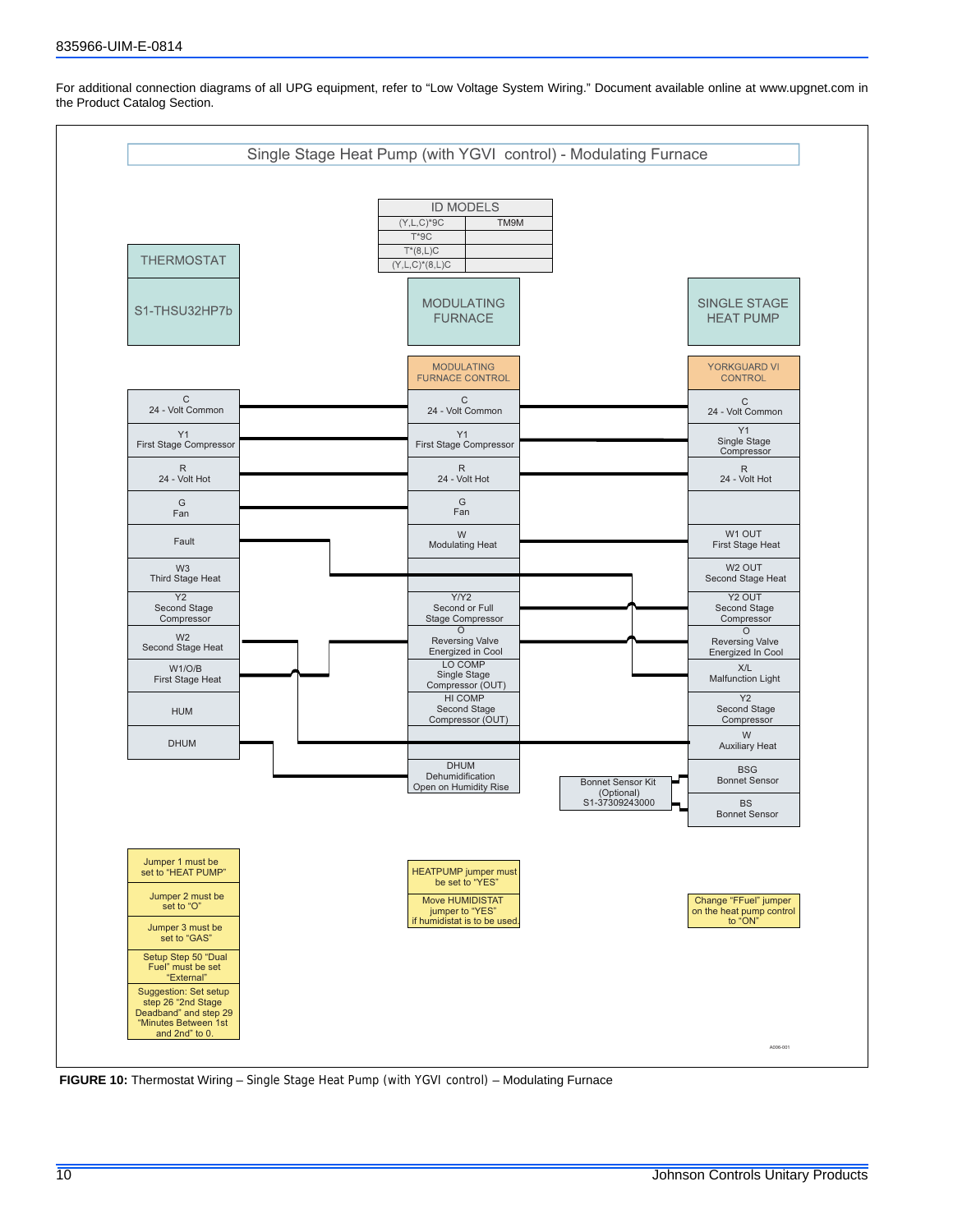For additional connection diagrams of all UPG equipment, refer to “Low Voltage System Wiring.” Document available online at www.upgnet.com in the Product Catalog Section.

## Single Stage Heat Pump (with YGVI control) - Modulating Furnace

| ID MODELS | |
|---|---|
| (Y,L,C)*9C | TM9M |
| T*9C | |
| T*(8,L)C | |
| (Y,L,C)*(8,L)C | |

**THERMOSTAT** — S1-THSU32HP7b

**MODULATING FURNACE** — MODULATING FURNACE CONTROL

**SINGLE STAGE HEAT PUMP** — YORKGUARD VI CONTROL

| THERMOSTAT | MODULATING FURNACE CONTROL | YORKGUARD VI CONTROL |
|---|---|---|
| C 24 - Volt Common | C 24 - Volt Common | C 24 - Volt Common |
| Y1 First Stage Compressor | Y1 First Stage Compressor | Y1 Single Stage Compressor |
| R 24 - Volt Hot | R 24 - Volt Hot | R 24 - Volt Hot |
| G Fan | G Fan | |
| Fault | W Modulating Heat | W1 OUT First Stage Heat |
| W3 Third Stage Heat | | W2 OUT Second Stage Heat |
| Y2 Second Stage Compressor | Y/Y2 Second or Full Stage Compressor | Y2 OUT Second Stage Compressor |
| W2 Second Stage Heat | O Reversing Valve Energized in Cool | O Reversing Valve Energized In Cool |
| W1/O/B First Stage Heat | LO COMP Single Stage Compressor (OUT) | X/L Malfunction Light |
| HUM | HI COMP Second Stage Compressor (OUT) | Y2 Second Stage Compressor |
| DHUM | | W Auxiliary Heat |
| | DHUM Dehumidification Open on Humidity Rise | BSG Bonnet Sensor |
| | | BS Bonnet Sensor |

Bonnet Sensor Kit (Optional) S1-37309243000

**Thermostat notes:**
- Jumper 1 must be set to “HEAT PUMP”
- Jumper 2 must be set to “O”
- Jumper 3 must be set to “GAS”
- Setup Step 50 “Dual Fuel” must be set “External”
- Suggestion: Set setup step 26 “2nd Stage Deadband” and step 29 “Minutes Between 1st and 2nd” to 0.

**Furnace notes:**
- HEATPUMP jumper must be set to “YES”
- Move HUMIDISTAT jumper to “YES” if humidistat is to be used.

**Heat pump notes:**
- Change “FFuel” jumper on the heat pump control to “ON”

A006-001

**FIGURE 10:** Thermostat Wiring – Single Stage Heat Pump (with YGVI control) – Modulating Furnace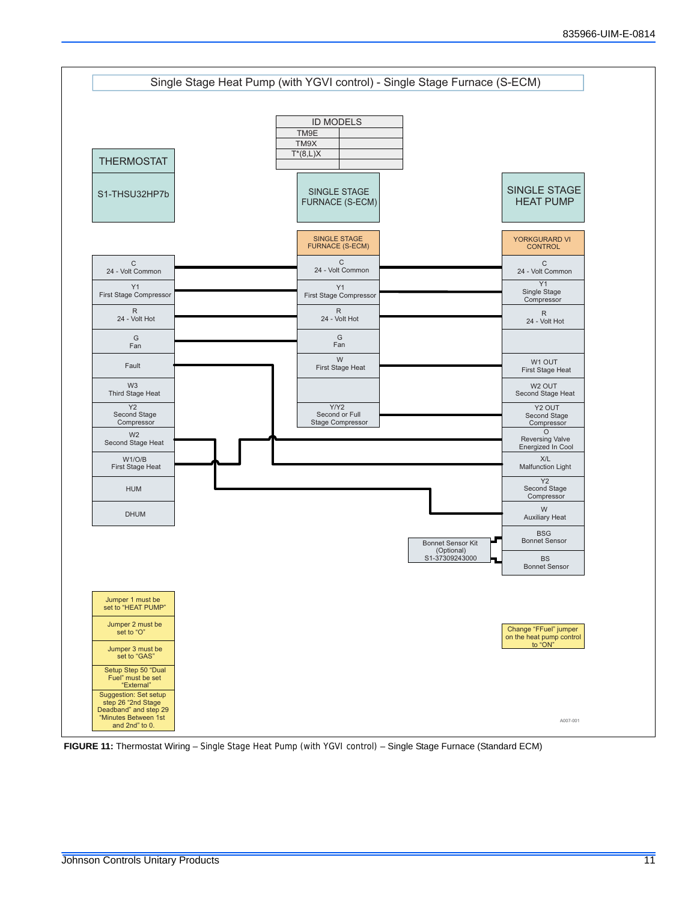## Single Stage Heat Pump (with YGVI control) - Single Stage Furnace (S-ECM)

| ID MODELS | |
|---|---|
| TM9E | |
| TM9X | |
| T*(8,L)X | |
| | |

**THERMOSTAT**

S1-THSU32HP7b

**SINGLE STAGE FURNACE (S-ECM)**

**SINGLE STAGE HEAT PUMP**

| THERMOSTAT | SINGLE STAGE FURNACE (S-ECM) | YORKGURARD VI CONTROL |
|---|---|---|
| C 24 - Volt Common | C 24 - Volt Common | C 24 - Volt Common |
| Y1 First Stage Compressor | Y1 First Stage Compressor | Y1 Single Stage Compressor |
| R 24 - Volt Hot | R 24 - Volt Hot | R 24 - Volt Hot |
| G Fan | G Fan | |
| Fault | W First Stage Heat | W1 OUT First Stage Heat |
| W3 Third Stage Heat | | W2 OUT Second Stage Heat |
| Y2 Second Stage Compressor | Y/Y2 Second or Full Stage Compressor | Y2 OUT Second Stage Compressor |
| W2 Second Stage Heat | | O Reversing Valve Energized In Cool |
| W1/O/B First Stage Heat | | X/L Malfunction Light |
| HUM | | Y2 Second Stage Compressor |
| DHUM | | W Auxiliary Heat |
| | | BSG Bonnet Sensor |
| | | BS Bonnet Sensor |

Bonnet Sensor Kit (Optional) S1-37309243000

- Jumper 1 must be set to "HEAT PUMP"
- Jumper 2 must be set to "O"
- Jumper 3 must be set to "GAS"
- Setup Step 50 "Dual Fuel" must be set "External"
- Suggestion: Set setup step 26 "2nd Stage Deadband" and step 29 "Minutes Between 1st and 2nd" to 0.

Change "FFuel" jumper on the heat pump control to "ON"

A007-001

**FIGURE 11:** Thermostat Wiring – Single Stage Heat Pump (with YGVI control) – Single Stage Furnace (Standard ECM)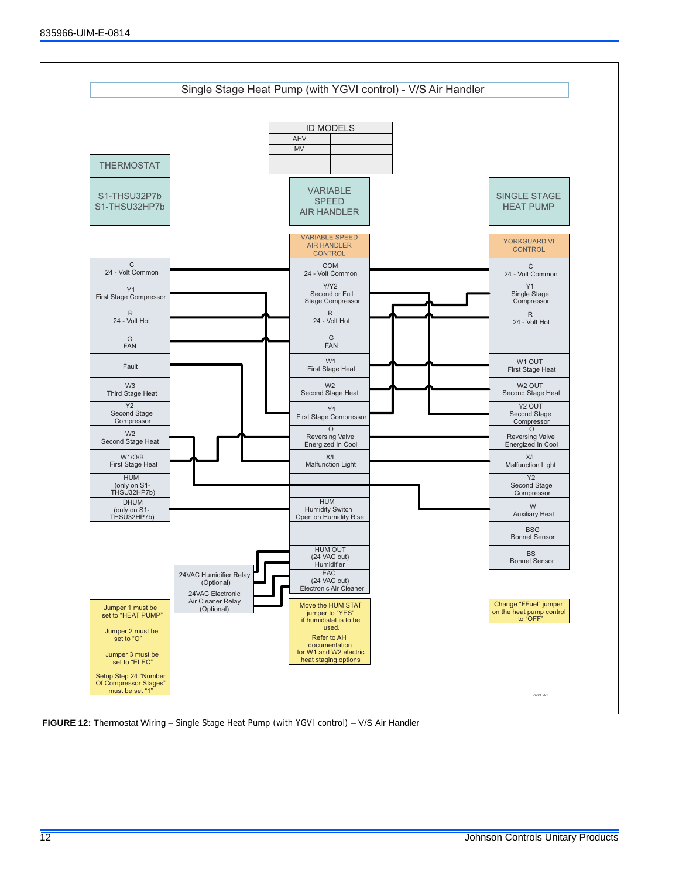# Single Stage Heat Pump (with YGVI control) - V/S Air Handler

| ID MODELS | |
|---|---|
| AHV | |
| MV | |
| | |
| | |

**THERMOSTAT**
S1-THSU32P7b
S1-THSU32HP7b

**VARIABLE SPEED AIR HANDLER**

**SINGLE STAGE HEAT PUMP**

| THERMOSTAT | VARIABLE SPEED AIR HANDLER CONTROL | YORKGUARD VI CONTROL |
|---|---|---|
| C 24 - Volt Common | COM 24 - Volt Common | C 24 - Volt Common |
| Y1 First Stage Compressor | Y/Y2 Second or Full Stage Compressor | Y1 Single Stage Compressor |
| R 24 - Volt Hot | R 24 - Volt Hot | R 24 - Volt Hot |
| G FAN | G FAN | |
| Fault | W1 First Stage Heat | W1 OUT First Stage Heat |
| W3 Third Stage Heat | W2 Second Stage Heat | W2 OUT Second Stage Heat |
| Y2 Second Stage Compressor | Y1 First Stage Compressor | Y2 OUT Second Stage Compressor |
| W2 Second Stage Heat | O Reversing Valve Energized In Cool | O Reversing Valve Energized In Cool |
| W1/O/B First Stage Heat | X/L Malfunction Light | X/L Malfunction Light |
| HUM (only on S1-THSU32HP7b) | | Y2 Second Stage Compressor |
| DHUM (only on S1-THSU32HP7b) | HUM Humidity Switch Open on Humidity Rise | W Auxiliary Heat |
| | | BSG Bonnet Sensor |
| | HUM OUT (24 VAC out) Humidifier | BS Bonnet Sensor |
| | EAC (24 VAC out) Electronic Air Cleaner | |

24VAC Humidifier Relay (Optional)

24VAC Electronic Air Cleaner Relay (Optional)

- Jumper 1 must be set to "HEAT PUMP"
- Jumper 2 must be set to "O"
- Jumper 3 must be set to "ELEC"
- Setup Step 24 "Number Of Compressor Stages" must be set "1"

- Move the HUM STAT jumper to "YES" if humidistat is to be used.
- Refer to AH documentation for W1 and W2 electric heat staging options

- Change "FFuel" jumper on the heat pump control to "OFF"

A008-001

**FIGURE 12:** Thermostat Wiring – Single Stage Heat Pump (with YGVI control) – V/S Air Handler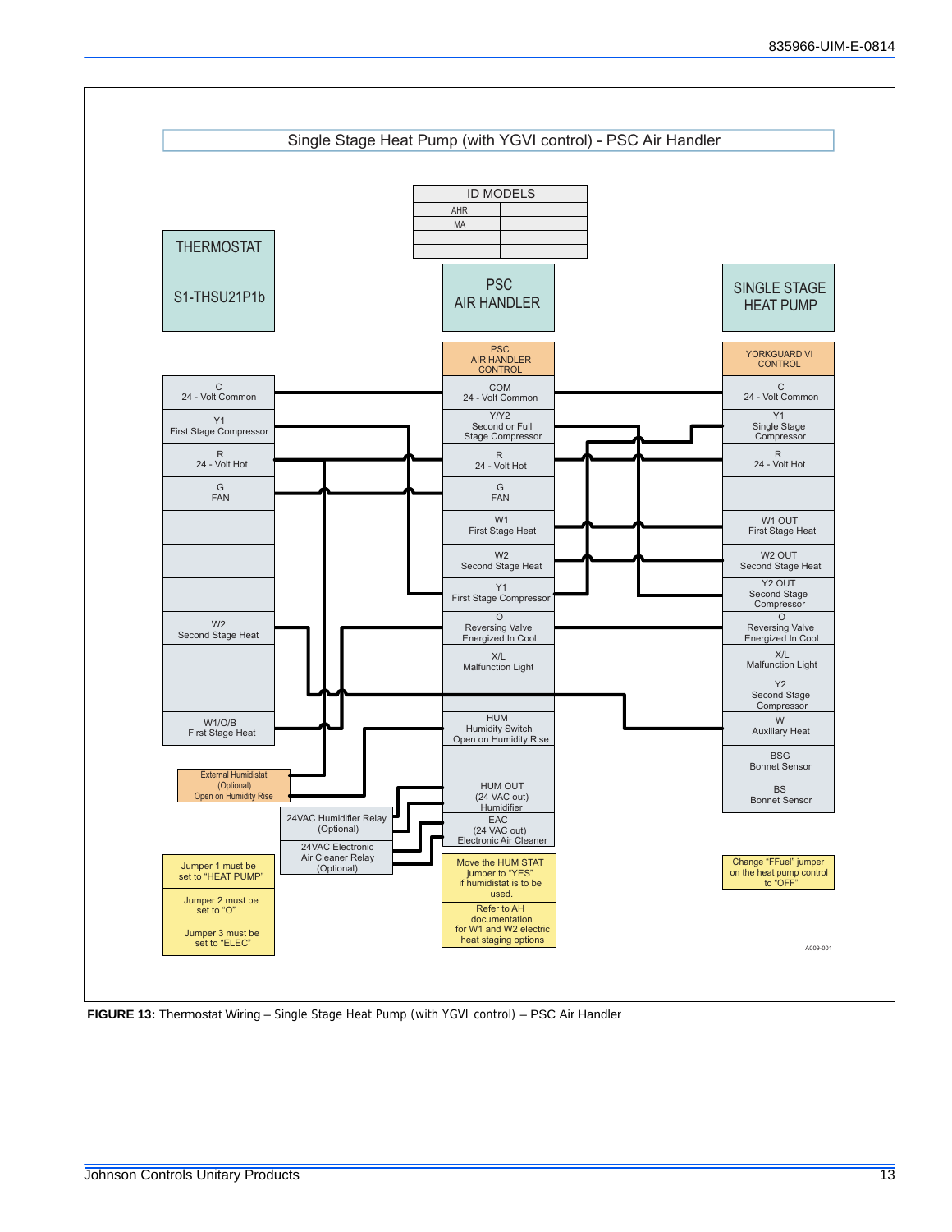## Single Stage Heat Pump (with YGVI control) - PSC Air Handler

| ID MODELS | |
|---|---|
| AHR | |
| MA | |
| | |
| | |

**THERMOSTAT**

S1-THSU21P1b

| Terminal |
|---|
| C 24 - Volt Common |
| Y1 First Stage Compressor |
| R 24 - Volt Hot |
| G FAN |
| |
| |
| |
| W2 Second Stage Heat |
| |
| |
| W1/O/B First Stage Heat |

External Humidistat (Optional) Open on Humidity Rise

Jumper 1 must be set to "HEAT PUMP"

Jumper 2 must be set to "O"

Jumper 3 must be set to "ELEC"

**PSC AIR HANDLER**

PSC AIR HANDLER CONTROL

| Terminal |
|---|
| COM 24 - Volt Common |
| Y/Y2 Second or Full Stage Compressor |
| R 24 - Volt Hot |
| G FAN |
| W1 First Stage Heat |
| W2 Second Stage Heat |
| Y1 First Stage Compressor |
| O Reversing Valve Energized In Cool |
| X/L Malfunction Light |
| |
| HUM Humidity Switch Open on Humidity Rise |
| |
| HUM OUT (24 VAC out) Humidifier |
| EAC (24 VAC out) Electronic Air Cleaner |

24VAC Humidifier Relay (Optional)

24VAC Electronic Air Cleaner Relay (Optional)

Move the HUM STAT jumper to "YES" if humidistat is to be used.

Refer to AH documentation for W1 and W2 electric heat staging options

**SINGLE STAGE HEAT PUMP**

YORKGUARD VI CONTROL

| Terminal |
|---|
| C 24 - Volt Common |
| Y1 Single Stage Compressor |
| R 24 - Volt Hot |
| |
| W1 OUT First Stage Heat |
| W2 OUT Second Stage Heat |
| Y2 OUT Second Stage Compressor |
| O Reversing Valve Energized In Cool |
| X/L Malfunction Light |
| Y2 Second Stage Compressor |
| W Auxiliary Heat |
| BSG Bonnet Sensor |
| BS Bonnet Sensor |

Change "FFuel" jumper on the heat pump control to "OFF"

A009-001

**FIGURE 13:** Thermostat Wiring – Single Stage Heat Pump (with YGVI control) – PSC Air Handler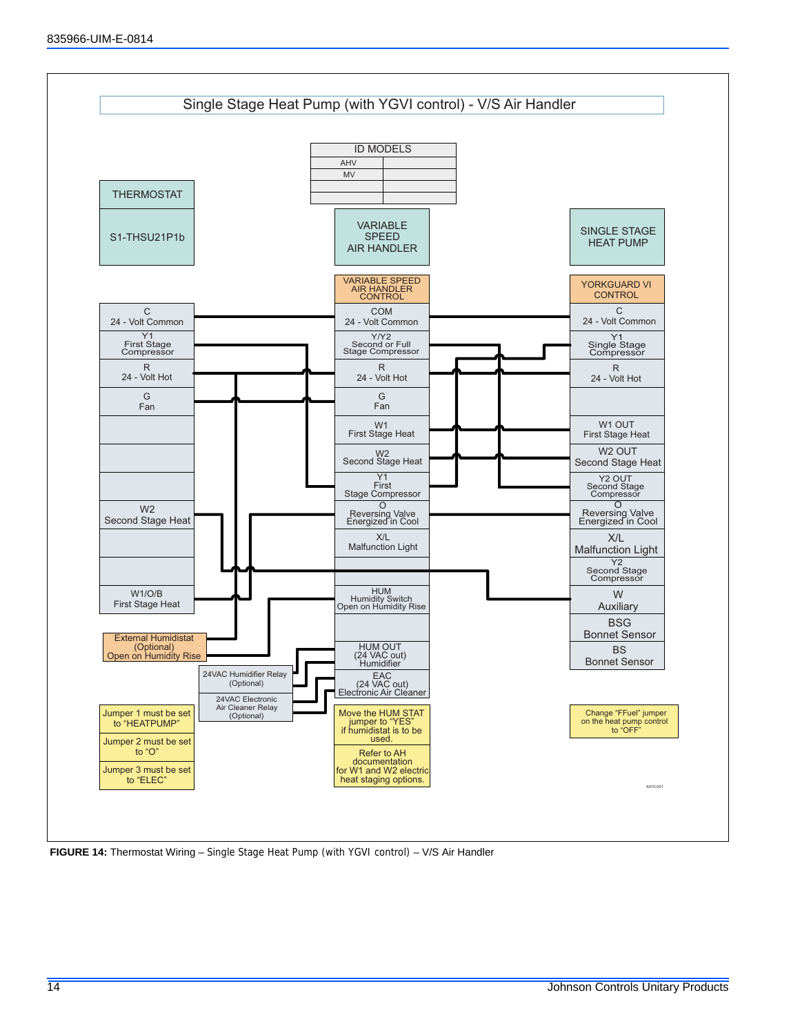## Single Stage Heat Pump (with YGVI control) - V/S Air Handler

| ID MODELS | |
|---|---|
| AHV | |
| MV | |
| | |
| | |

| THERMOSTAT | VARIABLE SPEED AIR HANDLER | SINGLE STAGE HEAT PUMP |
|---|---|---|
| S1-THSU21P1b | VARIABLE SPEED AIR HANDLER CONTROL | YORKGUARD VI CONTROL |

**THERMOSTAT**

- C 24 - Volt Common
- Y1 First Stage Compressor
- R 24 - Volt Hot
- G Fan
- W2 Second Stage Heat
- W1/O/B First Stage Heat
- External Humidistat (Optional) Open on Humidity Rise

**VARIABLE SPEED AIR HANDLER CONTROL**

- COM 24 - Volt Common
- Y/Y2 Second or Full Stage Compressor
- R 24 - Volt Hot
- G Fan
- W1 First Stage Heat
- W2 Second Stage Heat
- Y1 First Stage Compressor
- O Reversing Valve Energized in Cool
- X/L Malfunction Light
- HUM Humidity Switch Open on Humidity Rise
- HUM OUT (24 VAC out) Humidifier
- EAC (24 VAC out) Electronic Air Cleaner

24VAC Humidifier Relay (Optional)

24VAC Electronic Air Cleaner Relay (Optional)

**YORKGUARD VI CONTROL**

- C 24 - Volt Common
- Y1 Single Stage Compressor
- R 24 - Volt Hot
- W1 OUT First Stage Heat
- W2 OUT Second Stage Heat
- Y2 OUT Second Stage Compressor
- O Reversing Valve Energized in Cool
- X/L Malfunction Light
- Y2 Second Stage Compressor
- W Auxiliary
- BSG Bonnet Sensor
- BS Bonnet Sensor

Jumper 1 must be set to "HEATPUMP"

Jumper 2 must be set to "O"

Jumper 3 must be set to "ELEC"

Move the HUM STAT jumper to "YES" if humidistat is to be used.

Refer to AH documentation for W1 and W2 electric heat staging options.

Change "FFuel" jumper on the heat pump control to "OFF"

A010-001

**FIGURE 14:** Thermostat Wiring – Single Stage Heat Pump (with YGVI control) – V/S Air Handler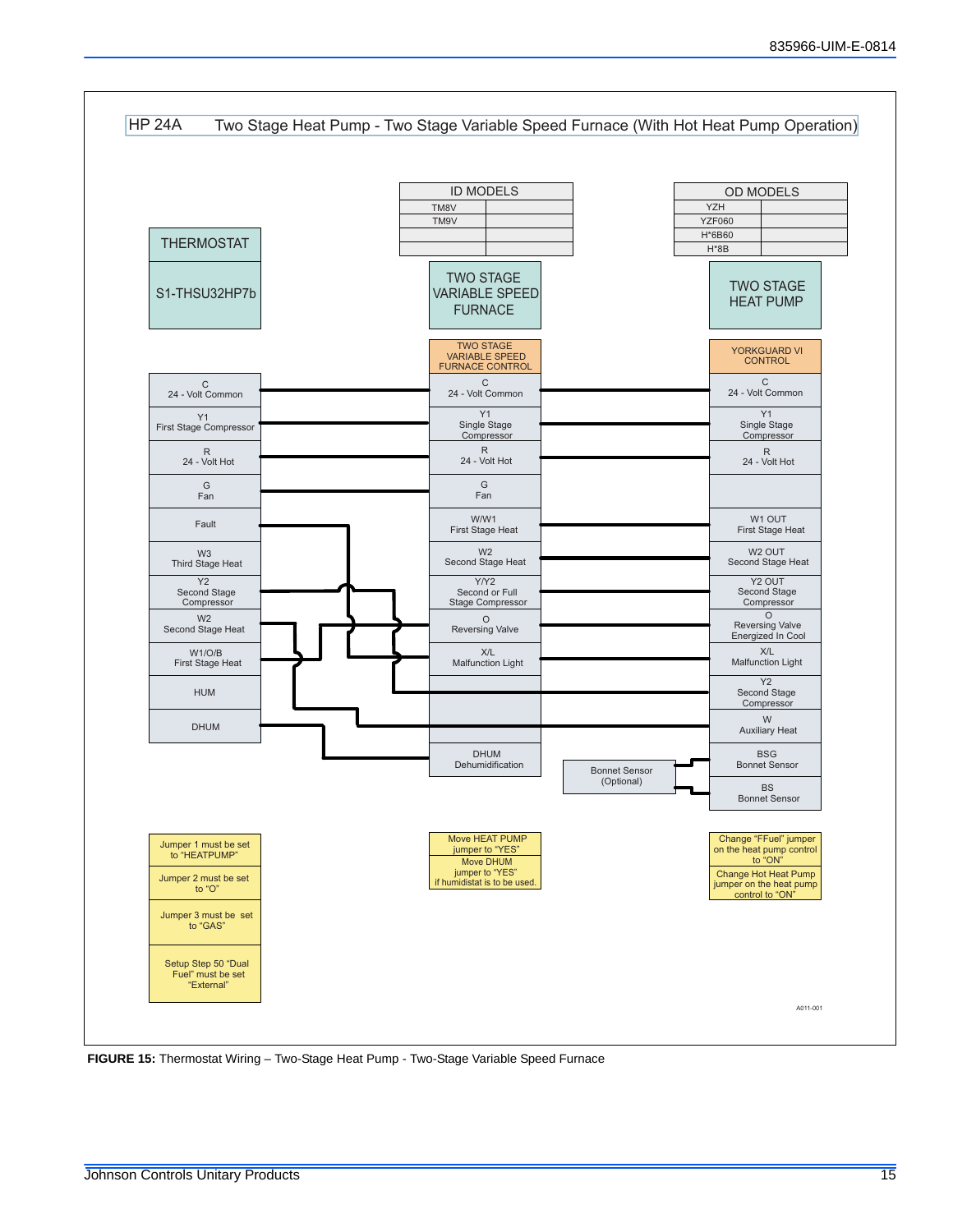HP 24A Two Stage Heat Pump - Two Stage Variable Speed Furnace (With Hot Heat Pump Operation)

| ID MODELS | |
|---|---|
| TM8V | |
| TM9V | |
| | |
| | |

| OD MODELS | |
|---|---|
| YZH | |
| YZF060 | |
| H*6B60 | |
| H*8B | |

**THERMOSTAT**

S1-THSU32HP7b

**TWO STAGE VARIABLE SPEED FURNACE**

TWO STAGE VARIABLE SPEED FURNACE CONTROL

**TWO STAGE HEAT PUMP**

YORKGUARD VI CONTROL

| THERMOSTAT | TWO STAGE VARIABLE SPEED FURNACE CONTROL | YORKGUARD VI CONTROL |
|---|---|---|
| C 24 - Volt Common | C 24 - Volt Common | C 24 - Volt Common |
| Y1 First Stage Compressor | Y1 Single Stage Compressor | Y1 Single Stage Compressor |
| R 24 - Volt Hot | R 24 - Volt Hot | R 24 - Volt Hot |
| G Fan | G Fan | |
| Fault | W/W1 First Stage Heat | W1 OUT First Stage Heat |
| W3 Third Stage Heat | W2 Second Stage Heat | W2 OUT Second Stage Heat |
| Y2 Second Stage Compressor | Y/Y2 Second or Full Stage Compressor | Y2 OUT Second Stage Compressor |
| W2 Second Stage Heat | O Reversing Valve | O Reversing Valve Energized In Cool |
| W1/O/B First Stage Heat | X/L Malfunction Light | X/L Malfunction Light |
| HUM | | Y2 Second Stage Compressor |
| DHUM | | W Auxiliary Heat |
| | DHUM Dehumidification | BSG Bonnet Sensor |
| | | BS Bonnet Sensor |

Bonnet Sensor (Optional)

Thermostat notes:
- Jumper 1 must be set to "HEATPUMP"
- Jumper 2 must be set to "O"
- Jumper 3 must be set to "GAS"
- Setup Step 50 "Dual Fuel" must be set "External"

Furnace notes:
- Move HEAT PUMP jumper to "YES"
- Move DHUM jumper to "YES" if humidistat is to be used.

Heat pump notes:
- Change "FFuel" jumper on the heat pump control to "ON"
- Change Hot Heat Pump jumper on the heat pump control to "ON"

A011-001

**FIGURE 15:** Thermostat Wiring – Two-Stage Heat Pump - Two-Stage Variable Speed Furnace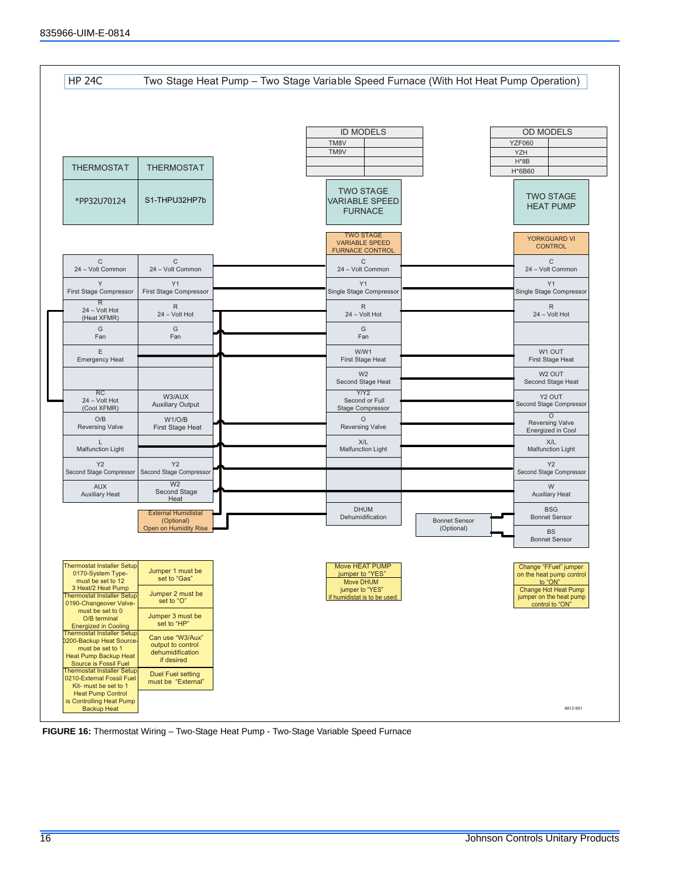HP 24C — Two Stage Heat Pump – Two Stage Variable Speed Furnace (With Hot Heat Pump Operation)

| ID MODELS | |
|---|---|
| TM8V | |
| TM9V | |
| | |
| | |

| OD MODELS | |
|---|---|
| YZF060 | |
| YZH | |
| H*8B | |
| H*6B60 | |

| THERMOSTAT *PP32U70124 | THERMOSTAT S1-THPU32HP7b | TWO STAGE VARIABLE SPEED FURNACE – TWO STAGE VARIABLE SPEED FURNACE CONTROL | TWO STAGE HEAT PUMP – YORKGUARD VI CONTROL |
|---|---|---|---|
| C 24 – Volt Common | C 24 – Volt Common | C 24 – Volt Common | C 24 – Volt Common |
| Y First Stage Compressor | Y1 First Stage Compressor | Y1 Single Stage Compressor | Y1 Single Stage Compressor |
| R 24 – Volt Hot (Heat XFMR) | R 24 – Volt Hot | R 24 – Volt Hot | R 24 – Volt Hot |
| G Fan | G Fan | G Fan | |
| E Emergency Heat | | W/W1 First Stage Heat | W1 OUT First Stage Heat |
| | | W2 Second Stage Heat | W2 OUT Second Stage Heat |
| RC 24 – Volt Hot (Cool XFMR) | W3/AUX Auxiliary Output | Y/Y2 Second or Full Stage Compressor | Y2 OUT Second Stage Compressor |
| O/B Reversing Valve | W1/O/B First Stage Heat | O Reversing Valve | O Reversing Valve Energized in Cool |
| L Malfunction Light | | X/L Malfunction Light | X/L Malfunction Light |
| Y2 Second Stage Compressor | Y2 Second Stage Compressor | | Y2 Second Stage Compressor |
| AUX Auxiliary Heat | W2 Second Stage Heat | | W Auxiliary Heat |
| | External Humidistat (Optional) Open on Humidity Rise | DHUM Dehumidification | |
| | | Bonnet Sensor (Optional) | BSG Bonnet Sensor |
| | | | BS Bonnet Sensor |

**Thermostat notes:**

- Thermostat Installer Setup 0170-System Type- must be set to 12 3 Heat/2 Heat Pump
- Thermostat Installer Setup 0190-Changeover Valve- must be set to 0 O/B terminal Energized in Cooling
- Thermostat Installer Setup 0200-Backup Heat Source- must be set to 1 Heat Pump Backup Heat Source is Fossil Fuel
- Thermostat Installer Setup 0210-External Fossil Fuel Kit- must be set to 1 Heat Pump Control is Controlling Heat Pump Backup Heat
- Jumper 1 must be set to "Gas"
- Jumper 2 must be set to "O"
- Jumper 3 must be set to "HP"
- Can use "W3/Aux" output to control dehumidification if desired
- Duel Fuel setting must be "External"

**Furnace notes:**

- Move HEAT PUMP jumper to "YES"
- Move DHUM jumper to "YES" if humidistat is to be used.

**Heat pump notes:**

- Change "FFuel" jumper on the heat pump control to "ON"
- Change Hot Heat Pump jumper on the heat pump control to "ON"

A012-001

**FIGURE 16:** Thermostat Wiring – Two-Stage Heat Pump - Two-Stage Variable Speed Furnace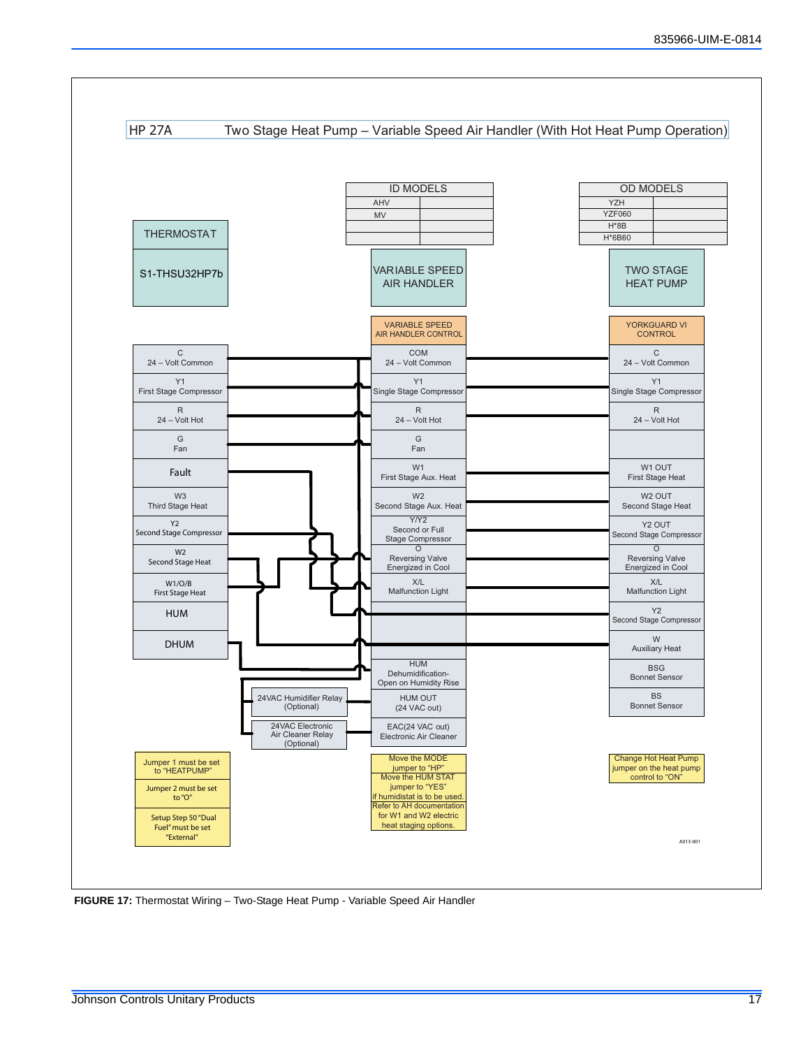## HP 27A Two Stage Heat Pump – Variable Speed Air Handler (With Hot Heat Pump Operation)

| ID MODELS | |
|---|---|
| AHV | |
| MV | |
| | |
| | |

| OD MODELS | |
|---|---|
| YZH | |
| YZF060 | |
| H*8B | |
| H*6B60 | |

| THERMOSTAT | VARIABLE SPEED AIR HANDLER | TWO STAGE HEAT PUMP |
|---|---|---|
| S1-THSU32HP7b | VARIABLE SPEED AIR HANDLER CONTROL | YORKGUARD VI CONTROL |
| C 24 – Volt Common | COM 24 – Volt Common | C 24 – Volt Common |
| Y1 First Stage Compressor | Y1 Single Stage Compressor | Y1 Single Stage Compressor |
| R 24 – Volt Hot | R 24 – Volt Hot | R 24 – Volt Hot |
| G Fan | G Fan | |
| Fault | W1 First Stage Aux. Heat | W1 OUT First Stage Heat |
| W3 Third Stage Heat | W2 Second Stage Aux. Heat | W2 OUT Second Stage Heat |
| Y2 Second Stage Compressor | Y/Y2 Second or Full Stage Compressor | Y2 OUT Second Stage Compressor |
| W2 Second Stage Heat | O Reversing Valve Energized in Cool | O Reversing Valve Energized in Cool |
| W1/O/B First Stage Heat | X/L Malfunction Light | X/L Malfunction Light |
| HUM | | Y2 Second Stage Compressor |
| DHUM | | W Auxiliary Heat |
| | HUM Dehumidification-Open on Humidity Rise | BSG Bonnet Sensor |
| 24VAC Humidifier Relay (Optional) | HUM OUT (24 VAC out) | BS Bonnet Sensor |
| 24VAC Electronic Air Cleaner Relay (Optional) | EAC(24 VAC out) Electronic Air Cleaner | |

Thermostat notes:
- Jumper 1 must be set to "HEATPUMP"
- Jumper 2 must be set to "O"
- Setup Step 50 "Dual Fuel" must be set "External"

Air handler notes:
- Move the MODE jumper to "HP"
- Move the HUM STAT jumper to "YES" if humidistat is to be used.
- Refer to AH documentation for W1 and W2 electric heat staging options.

Heat pump notes:
- Change Hot Heat Pump jumper on the heat pump control to "ON"

A013-001

**FIGURE 17:** Thermostat Wiring – Two-Stage Heat Pump - Variable Speed Air Handler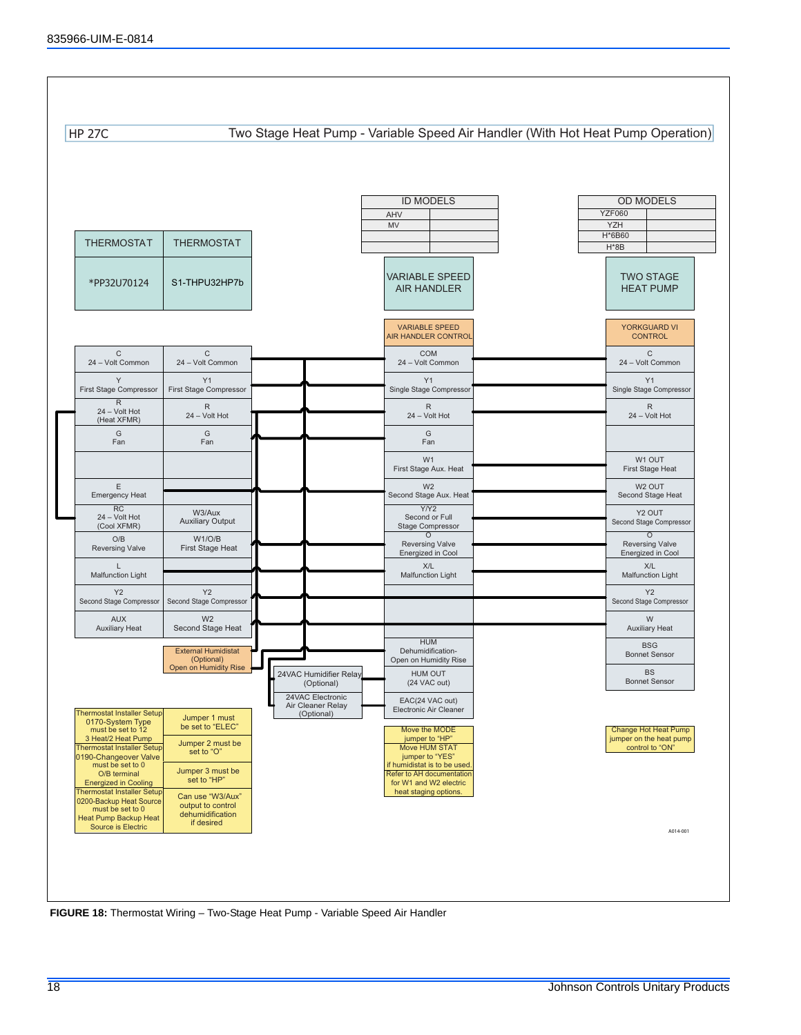**HP 27C** Two Stage Heat Pump - Variable Speed Air Handler (With Hot Heat Pump Operation)

| ID MODELS | |
|---|---|
| AHV | |
| MV | |
| | |
| | |

| OD MODELS | |
|---|---|
| YZF060 | |
| YZH | |
| H*6B60 | |
| H*8B | |

| THERMOSTAT | THERMOSTAT | VARIABLE SPEED AIR HANDLER | TWO STAGE HEAT PUMP |
|---|---|---|---|
| *PP32U70124 | S1-THPU32HP7b | VARIABLE SPEED AIR HANDLER CONTROL | YORKGUARD VI CONTROL |
| C 24 – Volt Common | C 24 – Volt Common | COM 24 – Volt Common | C 24 – Volt Common |
| Y First Stage Compressor | Y1 First Stage Compressor | Y1 Single Stage Compressor | Y1 Single Stage Compressor |
| R 24 – Volt Hot (Heat XFMR) | R 24 – Volt Hot | R 24 – Volt Hot | R 24 – Volt Hot |
| G Fan | G Fan | G Fan | |
| | | W1 First Stage Aux. Heat | W1 OUT First Stage Heat |
| E Emergency Heat | | W2 Second Stage Aux. Heat | W2 OUT Second Stage Heat |
| RC 24 – Volt Hot (Cool XFMR) | W3/Aux Auxiliary Output | Y/Y2 Second or Full Stage Compressor | Y2 OUT Second Stage Compressor |
| O/B Reversing Valve | W1/O/B First Stage Heat | O Reversing Valve Energized in Cool | O Reversing Valve Energized in Cool |
| L Malfunction Light | | X/L Malfunction Light | X/L Malfunction Light |
| Y2 Second Stage Compressor | Y2 Second Stage Compressor | | Y2 Second Stage Compressor |
| AUX Auxiliary Heat | W2 Second Stage Heat | | W Auxiliary Heat |
| | External Humidistat (Optional) Open on Humidity Rise | HUM Dehumidification- Open on Humidity Rise | BSG Bonnet Sensor |
| | 24VAC Humidifier Relay (Optional) | HUM OUT (24 VAC out) | BS Bonnet Sensor |
| | 24VAC Electronic Air Cleaner Relay (Optional) | EAC(24 VAC out) Electronic Air Cleaner | |

| Thermostat Installer Setup | |
|---|---|
| Thermostat Installer Setup 0170-System Type must be set to 12 3 Heat/2 Heat Pump | Jumper 1 must be set to "ELEC" |
| Thermostat Installer Setup 0190-Changeover Valve must be set to 0 O/B terminal Energized in Cooling | Jumper 2 must be set to "O" |
| | Jumper 3 must be set to "HP" |
| Thermostat Installer Setup 0200-Backup Heat Source must be set to 0 Heat Pump Backup Heat Source is Electric | Can use "W3/Aux" output to control dehumidification if desired |

Move the MODE jumper to "HP"
Move HUM STAT jumper to "YES" if humidistat is to be used.
Refer to AH documentation for W1 and W2 electric heat staging options.

Change Hot Heat Pump jumper on the heat pump control to "ON"

A014-001

**FIGURE 18:** Thermostat Wiring – Two-Stage Heat Pump - Variable Speed Air Handler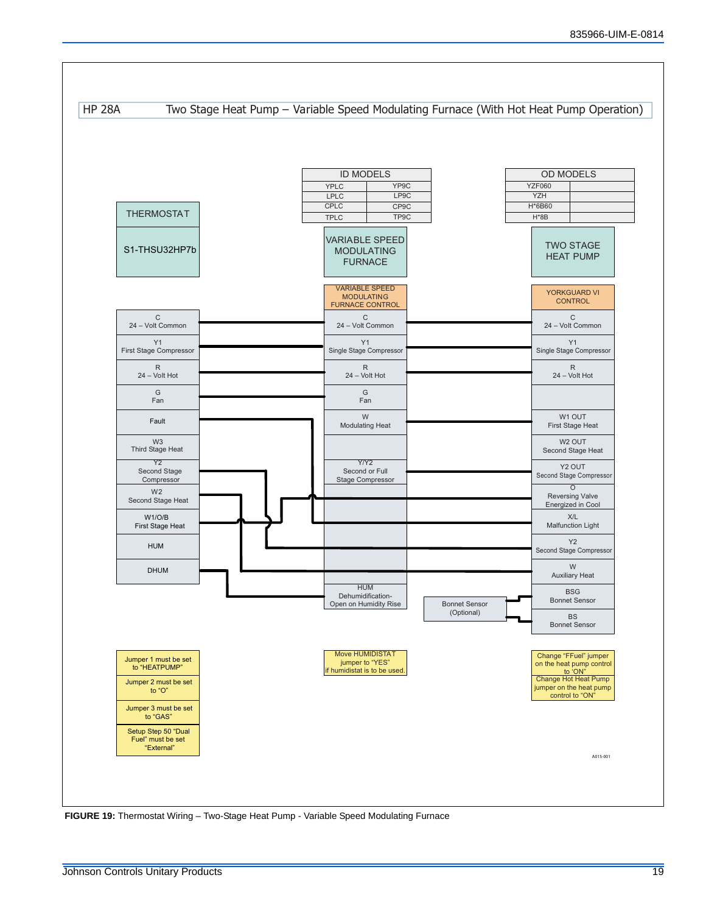HP 28A — Two Stage Heat Pump – Variable Speed Modulating Furnace (With Hot Heat Pump Operation)

| ID MODELS | |
|---|---|
| YPLC | YP9C |
| LPLC | LP9C |
| CPLC | CP9C |
| TPLC | TP9C |

| OD MODELS | |
|---|---|
| YZF060 | |
| YZH | |
| H*6B60 | |
| H*8B | |

| THERMOSTAT S1-THSU32HP7b | VARIABLE SPEED MODULATING FURNACE — VARIABLE SPEED MODULATING FURNACE CONTROL | TWO STAGE HEAT PUMP — YORKGUARD VI CONTROL |
|---|---|---|
| C 24 – Volt Common | C 24 – Volt Common | C 24 – Volt Common |
| Y1 First Stage Compressor | Y1 Single Stage Compressor | Y1 Single Stage Compressor |
| R 24 – Volt Hot | R 24 – Volt Hot | R 24 – Volt Hot |
| G Fan | G Fan | |
| Fault | W Modulating Heat | W1 OUT First Stage Heat |
| W3 Third Stage Heat | | W2 OUT Second Stage Heat |
| Y2 Second Stage Compressor | Y/Y2 Second or Full Stage Compressor | Y2 OUT Second Stage Compressor |
| W2 Second Stage Heat | | O Reversing Valve Energized in Cool |
| W1/O/B First Stage Heat | | X/L Malfunction Light |
| HUM | | Y2 Second Stage Compressor |
| DHUM | | W Auxiliary Heat |
| | HUM Dehumidification- Open on Humidity Rise | BSG Bonnet Sensor |
| | Bonnet Sensor (Optional) | BS Bonnet Sensor |

Jumper 1 must be set to "HEATPUMP"

Jumper 2 must be set to "O"

Jumper 3 must be set to "GAS"

Setup Step 50 "Dual Fuel" must be set "External"

Move HUMIDISTAT jumper to "YES" if humidistat is to be used.

Change "FFuel" jumper on the heat pump control to 'ON"

Change Hot Heat Pump jumper on the heat pump control to "ON"

A015-001

**FIGURE 19:** Thermostat Wiring – Two-Stage Heat Pump - Variable Speed Modulating Furnace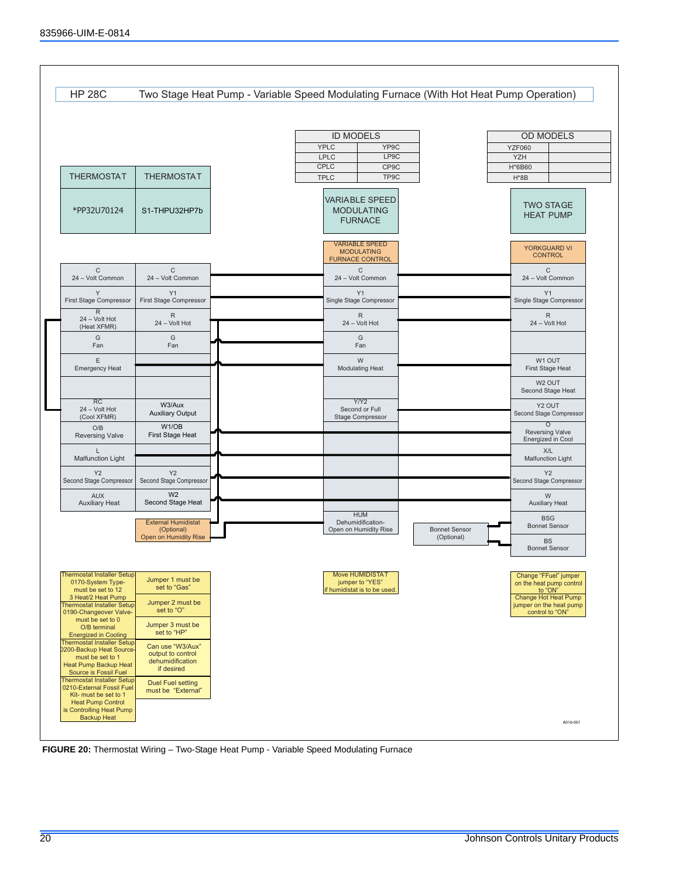**HP 28C** Two Stage Heat Pump - Variable Speed Modulating Furnace (With Hot Heat Pump Operation)

| ID MODELS | |
|---|---|
| YPLC | YP9C |
| LPLC | LP9C |
| CPLC | CP9C |
| TPLC | TP9C |

| OD MODELS | |
|---|---|
| YZF060 | |
| YZH | |
| H*6B60 | |
| H*8B | |

| THERMOSTAT *PP32U70124 | THERMOSTAT S1-THPU32HP7b | VARIABLE SPEED MODULATING FURNACE – VARIABLE SPEED MODULATING FURNACE CONTROL | TWO STAGE HEAT PUMP – YORKGUARD VI CONTROL |
|---|---|---|---|
| C 24 – Volt Common | C 24 – Volt Common | C 24 – Volt Common | C 24 – Volt Common |
| Y First Stage Compressor | Y1 First Stage Compressor | Y1 Single Stage Compressor | Y1 Single Stage Compressor |
| R 24 – Volt Hot (Heat XFMR) | R 24 – Volt Hot | R 24 – Volt Hot | R 24 – Volt Hot |
| G Fan | G Fan | G Fan | |
| E Emergency Heat | | W Modulating Heat | W1 OUT First Stage Heat |
| | | | W2 OUT Second Stage Heat |
| RC 24 – Volt Hot (Cool XFMR) | W3/Aux Auxiliary Output | Y/Y2 Second or Full Stage Compressor | Y2 OUT Second Stage Compressor |
| O/B Reversing Valve | W1/OB First Stage Heat | | O Reversing Valve Energized in Cool |
| L Malfunction Light | | | X/L Malfunction Light |
| Y2 Second Stage Compressor | Y2 Second Stage Compressor | | Y2 Second Stage Compressor |
| AUX Auxiliary Heat | W2 Second Stage Heat | | W Auxiliary Heat |
| | External Humidistat (Optional) Open on Humidity Rise | HUM Dehumidification- Open on Humidity Rise | BSG Bonnet Sensor |
| | | Bonnet Sensor (Optional) | BS Bonnet Sensor |

Thermostat Installer Setup 0170-System Type- must be set to 12 3 Heat/2 Heat Pump

Thermostat Installer Setup 0190-Changeover Valve- must be set to 0 O/B terminal Energized in Cooling

Thermostat Installer Setup 0200-Backup Heat Source- must be set to 1 Heat Pump Backup Heat Source is Fossil Fuel

Thermostat Installer Setup 0210-External Fossil Fuel Kit- must be set to 1 Heat Pump Control is Controlling Heat Pump Backup Heat

Jumper 1 must be set to "Gas"

Jumper 2 must be set to "O"

Jumper 3 must be set to "HP"

Can use "W3/Aux" output to control dehumidification if desired

Duel Fuel setting must be "External"

Move HUMIDISTAT jumper to "YES" if humidistat is to be used.

Change "FFuel" jumper on the heat pump control to "ON"

Change Hot Heat Pump jumper on the heat pump control to "ON"

A016-001

**FIGURE 20:** Thermostat Wiring – Two-Stage Heat Pump - Variable Speed Modulating Furnace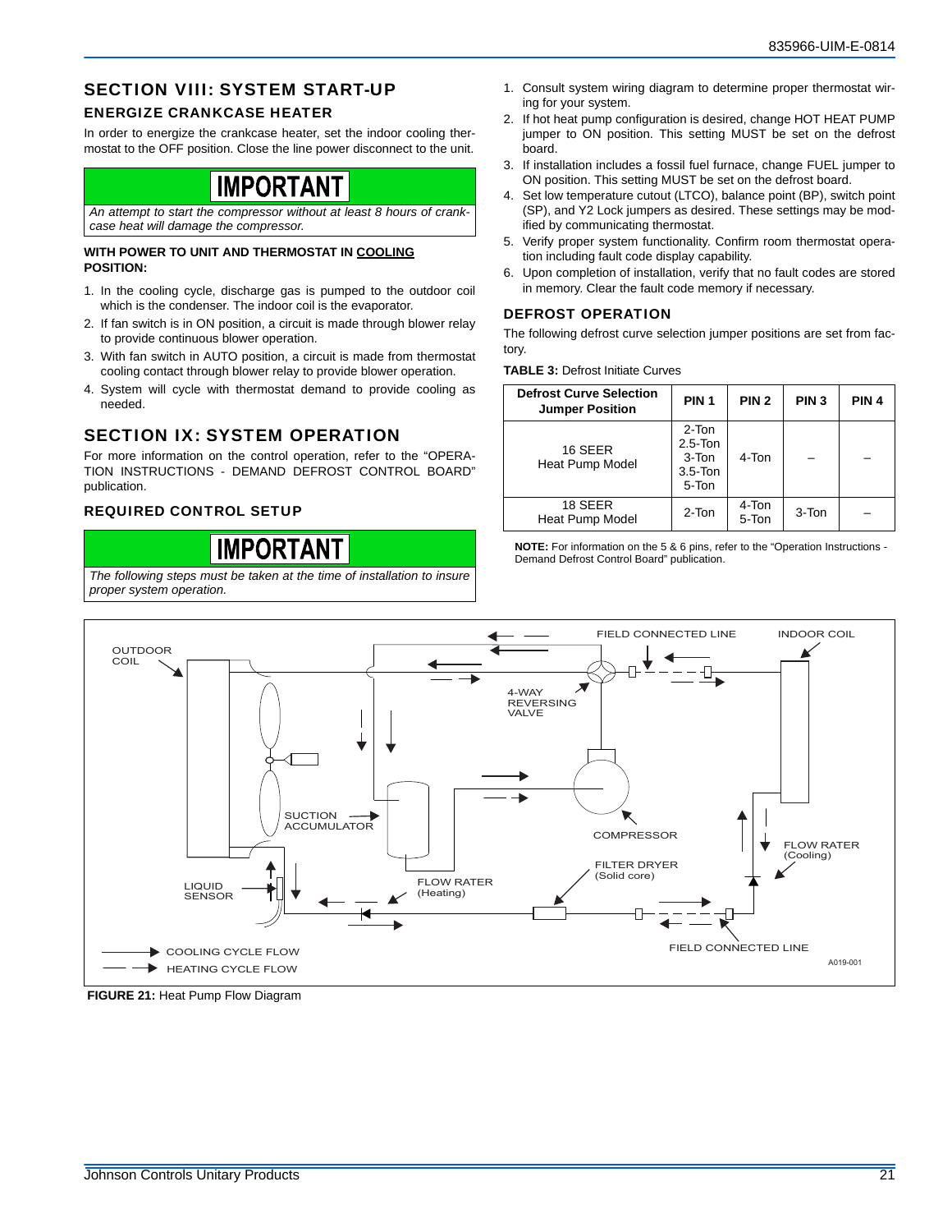## SECTION VIII: SYSTEM START-UP

### ENERGIZE CRANKCASE HEATER

In order to energize the crankcase heater, set the indoor cooling thermostat to the OFF position. Close the line power disconnect to the unit.

**IMPORTANT**

*An attempt to start the compressor without at least 8 hours of crankcase heat will damage the compressor.*

**WITH POWER TO UNIT AND THERMOSTAT IN COOLING POSITION:**

1. In the cooling cycle, discharge gas is pumped to the outdoor coil which is the condenser. The indoor coil is the evaporator.
2. If fan switch is in ON position, a circuit is made through blower relay to provide continuous blower operation.
3. With fan switch in AUTO position, a circuit is made from thermostat cooling contact through blower relay to provide blower operation.
4. System will cycle with thermostat demand to provide cooling as needed.

## SECTION IX: SYSTEM OPERATION

For more information on the control operation, refer to the "OPERATION INSTRUCTIONS - DEMAND DEFROST CONTROL BOARD" publication.

### REQUIRED CONTROL SETUP

**IMPORTANT**

*The following steps must be taken at the time of installation to insure proper system operation.*

1. Consult system wiring diagram to determine proper thermostat wiring for your system.
2. If hot heat pump configuration is desired, change HOT HEAT PUMP jumper to ON position. This setting MUST be set on the defrost board.
3. If installation includes a fossil fuel furnace, change FUEL jumper to ON position. This setting MUST be set on the defrost board.
4. Set low temperature cutout (LTCO), balance point (BP), switch point (SP), and Y2 Lock jumpers as desired. These settings may be modified by communicating thermostat.
5. Verify proper system functionality. Confirm room thermostat operation including fault code display capability.
6. Upon completion of installation, verify that no fault codes are stored in memory. Clear the fault code memory if necessary.

### DEFROST OPERATION

The following defrost curve selection jumper positions are set from factory.

**TABLE 3:** Defrost Initiate Curves

| Defrost Curve Selection Jumper Position | PIN 1 | PIN 2 | PIN 3 | PIN 4 |
|---|---|---|---|---|
| 16 SEER Heat Pump Model | 2-Ton 2.5-Ton 3-Ton 3.5-Ton 5-Ton | 4-Ton | – | – |
| 18 SEER Heat Pump Model | 2-Ton | 4-Ton 5-Ton | 3-Ton | – |

**NOTE:** For information on the 5 & 6 pins, refer to the "Operation Instructions - Demand Defrost Control Board" publication.

**FIGURE 21:** Heat Pump Flow Diagram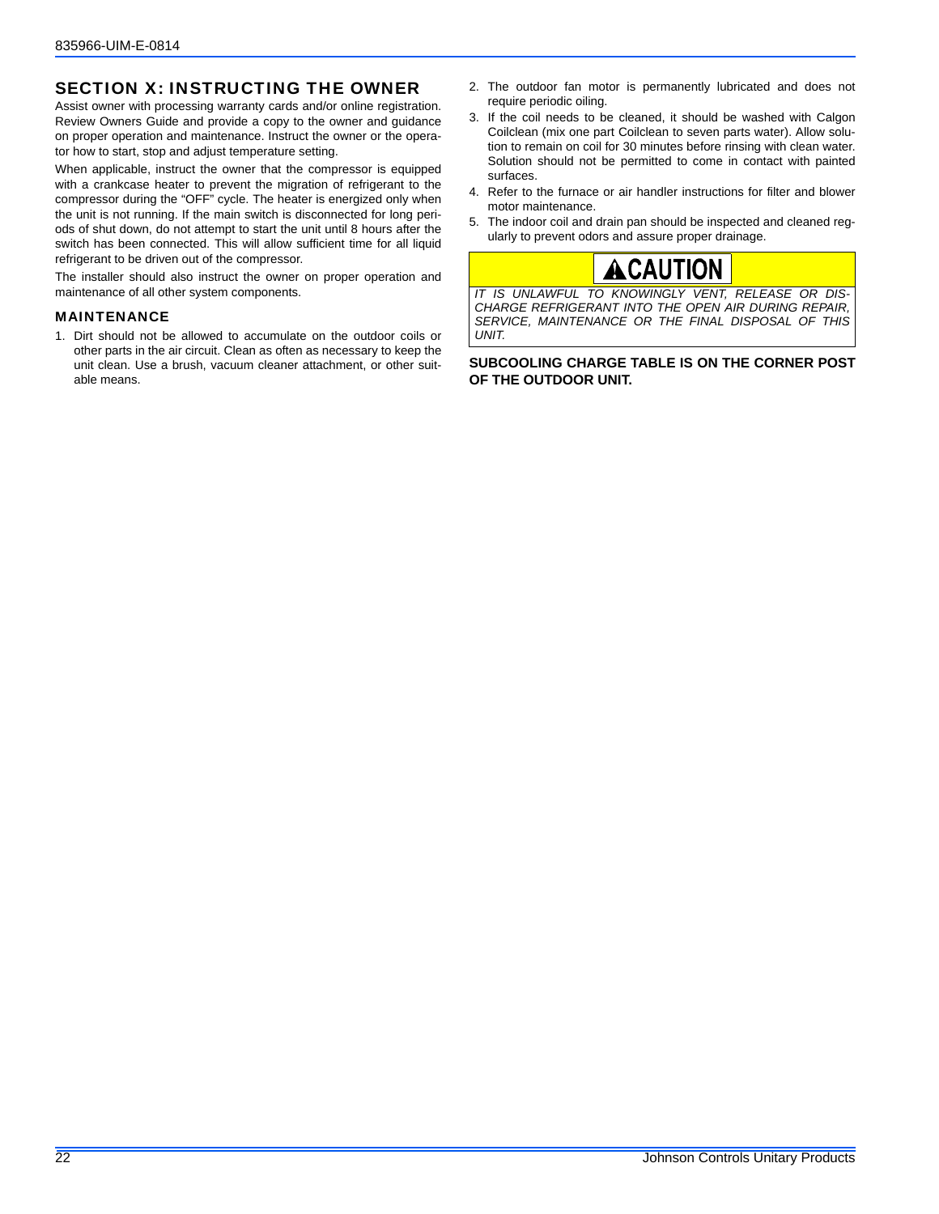## SECTION X: INSTRUCTING THE OWNER

Assist owner with processing warranty cards and/or online registration. Review Owners Guide and provide a copy to the owner and guidance on proper operation and maintenance. Instruct the owner or the operator how to start, stop and adjust temperature setting.

When applicable, instruct the owner that the compressor is equipped with a crankcase heater to prevent the migration of refrigerant to the compressor during the "OFF" cycle. The heater is energized only when the unit is not running. If the main switch is disconnected for long periods of shut down, do not attempt to start the unit until 8 hours after the switch has been connected. This will allow sufficient time for all liquid refrigerant to be driven out of the compressor.

The installer should also instruct the owner on proper operation and maintenance of all other system components.

### MAINTENANCE

1. Dirt should not be allowed to accumulate on the outdoor coils or other parts in the air circuit. Clean as often as necessary to keep the unit clean. Use a brush, vacuum cleaner attachment, or other suitable means.
2. The outdoor fan motor is permanently lubricated and does not require periodic oiling.
3. If the coil needs to be cleaned, it should be washed with Calgon Coilclean (mix one part Coilclean to seven parts water). Allow solution to remain on coil for 30 minutes before rinsing with clean water. Solution should not be permitted to come in contact with painted surfaces.
4. Refer to the furnace or air handler instructions for filter and blower motor maintenance.
5. The indoor coil and drain pan should be inspected and cleaned regularly to prevent odors and assure proper drainage.

**⚠CAUTION**

*IT IS UNLAWFUL TO KNOWINGLY VENT, RELEASE OR DISCHARGE REFRIGERANT INTO THE OPEN AIR DURING REPAIR, SERVICE, MAINTENANCE OR THE FINAL DISPOSAL OF THIS UNIT.*

**SUBCOOLING CHARGE TABLE IS ON THE CORNER POST OF THE OUTDOOR UNIT.**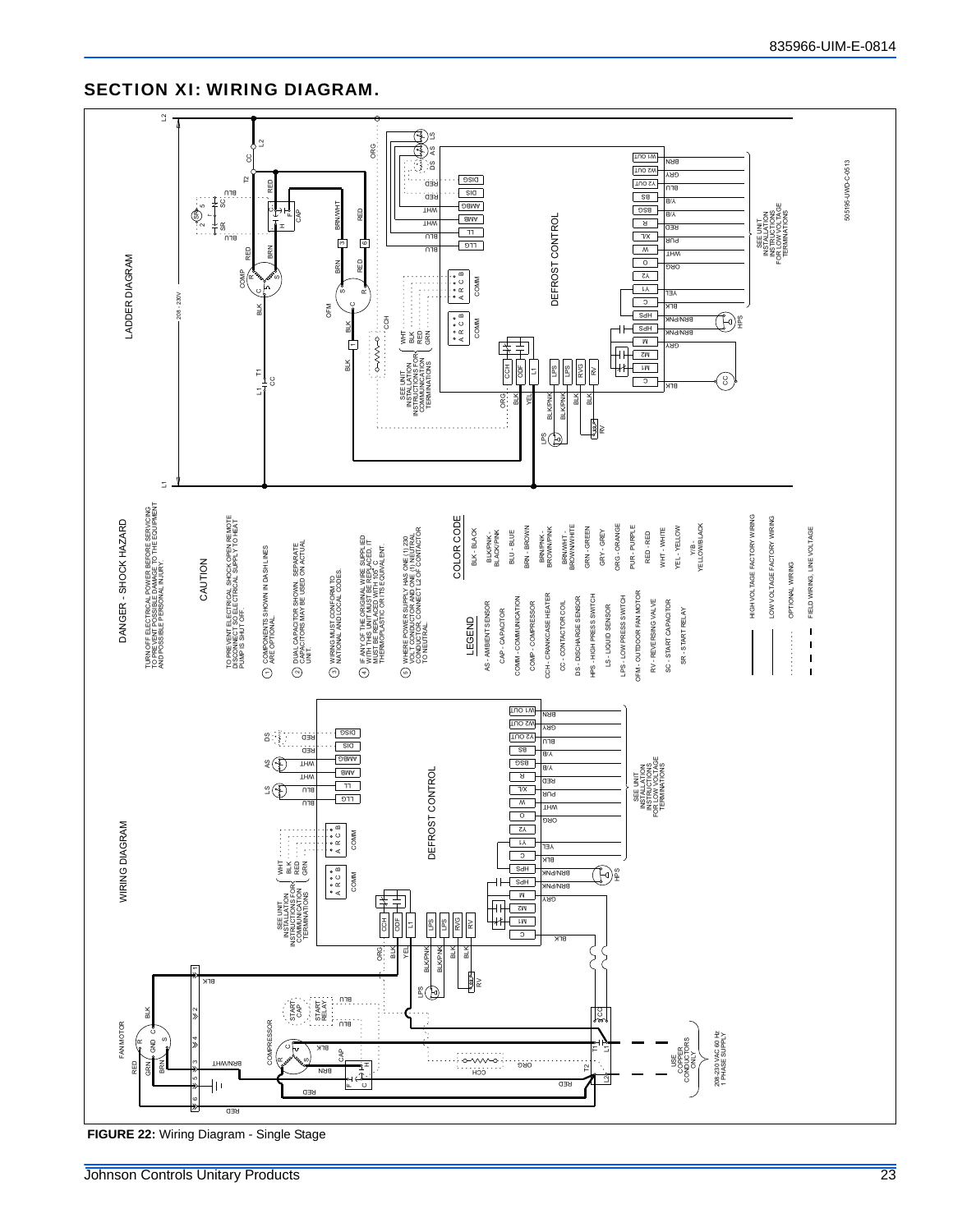## SECTION XI: WIRING DIAGRAM.

**DANGER - SHOCK HAZARD**

TURN OFF ELECTRICAL POWER BEFORE SERVICING. TO PREVENT POSSIBLE DAMAGE TO THE EQUIPMENT AND POSSIBLE PERSONAL INJURY.

**CAUTION**

TO PREVENT ELECTRICAL SHOCK OPEN REMOTE DISCONNECT SO ELECTRICAL SUPPLY TO HEAT PUMP IS SHUT OFF.

1. COMPONENTS SHOWN IN DASH LINES ARE OPTIONAL.
2. DUAL CAPACITOR SHOWN. SEPARATE CAPACITORS MAY BE USED ON ACTUAL UNIT.
3. WIRING MUST CONFORM TO NATIONAL AND LOCAL CODES.
4. IF ANY OF THE ORIGINAL WIRE SUPPLIED WITH THIS UNIT MUST BE REPLACED, IT MUST BE REPLACED WITH 105° C THERMOPLASTIC OR ITS EQUIVALENT.
5. WHERE POWER SUPPLY HAS ONE (1) 230 VOLT CONDUCTOR AND ONE (1) NEUTRAL CONDUCTOR, CONNECT L2 OF CONTACTOR TO NEUTRAL.

**LEGEND**

- AS - AMBIENT SENSOR
- CAP - CAPACITOR
- COMM - COMMUNICATION
- COMP - COMPRESSOR
- CCH - CRANKCASE HEATER
- CC - CONTACTOR COIL
- DS - DISCHARGE SENSOR
- HPS - HIGH PRESS SWITCH
- LS - LIQUID SENSOR
- LPS - LOW PRESS SWITCH
- OFM - OUTDOOR FAN MOTOR
- RV - REVERSING VALVE
- SC - START CAPACITOR
- SR - START RELAY

**COLOR CODE**

- BLK - BLACK
- BLK/PINK - BLACK/PINK
- BLU - BLUE
- BRN - BROWN
- BRN/PINK - BROWN/PINK
- BRN/WHT - BROWN/WHITE
- GRN - GREEN
- GRY - GREY
- ORG - ORANGE
- PUR - PURPLE
- RED - RED
- WHT - WHITE
- YEL - YELLOW
- Y/B - YELLOW/BLACK

- HIGH VOLTAGE FACTORY WIRING
- LOW VOLTAGE FACTORY WIRING
- OPTIONAL WIRING
- FIELD WIRING, LINE VOLTAGE

**FIGURE 22:** Wiring Diagram - Single Stage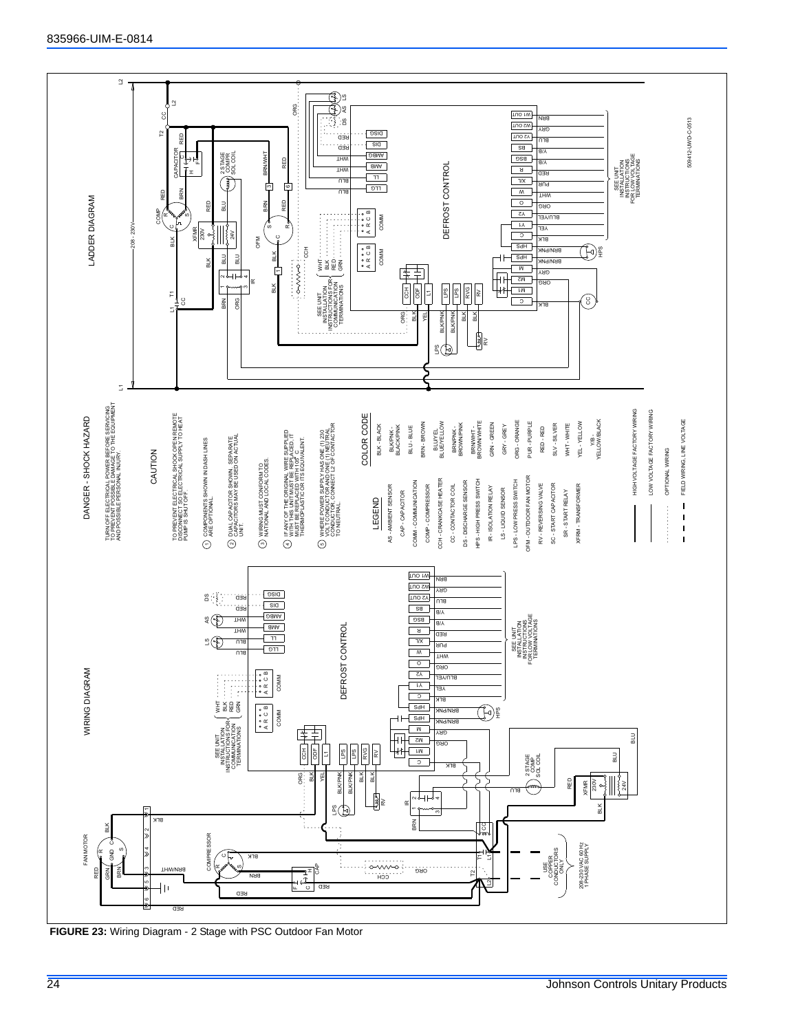## LADDER DIAGRAM

## WIRING DIAGRAM

## DANGER - SHOCK HAZARD

TURN OFF ELECTRICAL POWER BEFORE SERVICING TO PREVENT POSSIBLE DAMAGE TO THE EQUIPMENT AND POSSIBLE PERSONAL INJURY.

## CAUTION

TO PREVENT ELECTRICAL SHOCK OPEN REMOTE DISCONNECT SO ELECTRICAL SUPPLY TO HEAT PUMP IS SHUT OFF.

1. COMPONENTS SHOWN IN DASH LINES ARE OPTIONAL.
2. DUAL CAPACITOR SHOWN. SEPARATE CAPACITORS MAY BE USED ON ACTUAL UNIT.
3. WIRING MUST CONFORM TO NATIONAL AND LOCAL CODES.
4. IF ANY OF THE ORIGINAL WIRE SUPPLIED WITH THIS UNIT MUST BE REPLACED, IT MUST BE REPLACED WITH 105° C THERMOPLASTIC OR ITS EQUIVALENT.
5. WHERE POWER SUPPLY HAS ONE (1) 230 VOLT CONDUCTOR AND ONE (1) NEUTRAL CONDUCTOR, CONNECT L2 OF CONTACTOR TO NEUTRAL.

### LEGEND

- AS - AMBIENT SENSOR
- CAP - CAPACITOR
- COMM - COMMUNICATION
- COMP - COMPRESSOR
- CCH - CRANKCASE HEATER
- CC - CONTACTOR COIL
- DS - DISCHARGE SENSOR
- HPS - HIGH PRESS SWITCH
- IR - ISOLATION RELAY
- LS - LIQUID SENSOR
- LPS - LOW PRESS SWITCH
- OFM - OUTDOOR FAN MOTOR
- RV - REVERSING VALVE
- SC - START CAPACITOR
- SR - START RELAY
- XFRM - TRANSFORMER

### COLOR CODE

- BLK - BLACK
- BLK/PNK - BLACK/PINK
- BLU - BLUE
- BRN - BROWN
- BLU/YEL - BLUE/YELLOW
- BRN/PNK - BROWN/PINK
- BRN/WHT - BROWN/WHITE
- GRN - GREEN
- GRY - GREY
- ORG - ORANGE
- PUR - PURPLE
- RED - RED
- SLV - SILVER
- WHT - WHITE
- YEL - YELLOW
- Y/B - YELLOW/BLACK

- HIGH VOLTAGE FACTORY WIRING
- LOW VOLTAGE FACTORY WIRING
- OPTIONAL WIRING
- FIELD WIRING, LINE VOLTAGE

508412-UWD-C-0513

**FIGURE 23:** Wiring Diagram - 2 Stage with PSC Outdoor Fan Motor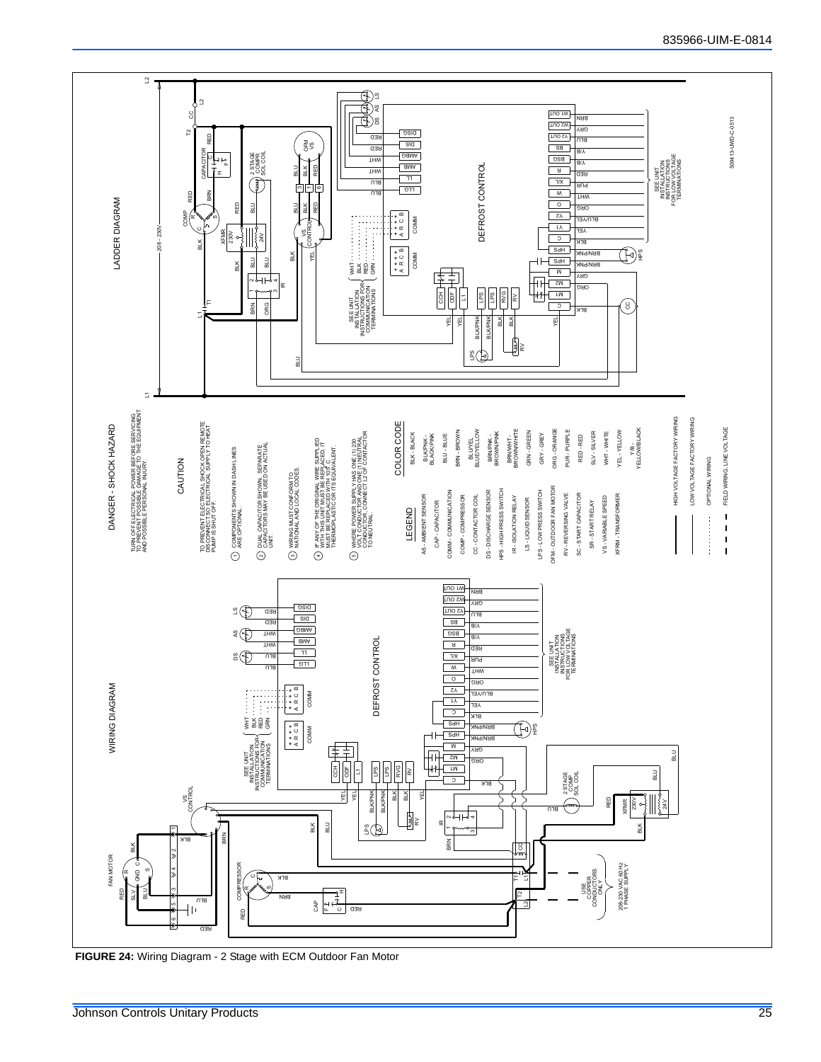## WIRING DIAGRAM

## LADDER DIAGRAM

## DANGER - SHOCK HAZARD

TURN OFF ELECTRICAL POWER BEFORE SERVICING TO PREVENT POSSIBLE DAMAGE TO THE EQUIPMENT AND POSSIBLE PERSONAL INJURY.

## CAUTION

TO PREVENT ELECTRICAL SHOCK OPEN REMOTE DISCONNECT SO ELECTRICAL SUPPLY TO HEAT PUMP IS SHUT OFF.

1. COMPONENTS SHOWN IN DASH LINES ARE OPTIONAL.
2. DUAL CAPACITOR SHOWN. SEPARATE CAPACITORS MAY BE USED ON ACTUAL UNIT.
3. WIRING MUST CONFORM TO NATIONAL AND LOCAL CODES.
4. IF ANY OF THE ORIGINAL WIRE SUPPLIED WITH THIS UNIT MUST BE REPLACED, IT MUST BE REPLACED WITH 105° C THERMOPLASTIC OR ITS EQUIVALENT.
5. WHERE POWER SUPPLY HAS ONE (1) 230 VOLT CONDUCTOR AND ONE (1) NEUTRAL CONDUCTOR, CONNECT L2 OF CONTACTOR TO NEUTRAL.

### LEGEND

- AS - AMBIENT SENSOR
- CAP - CAPACITOR
- COMM - COMMUNICATION
- COMP - COMPRESSOR
- CC - CONTACTOR COIL
- DS - DISCHARGE SENSOR
- HPS - HIGH PRESS SWITCH
- IR - ISOLATION RELAY
- LS - LIQUID SENSOR
- LPS - LOW PRESS SWITCH
- OFM - OUTDOOR FAN MOTOR
- RV - REVERSING VALVE
- SC - START CAPACITOR
- SR - START RELAY
- VS - VARIABLE SPEED
- XFRM - TRANSFORMER

### COLOR CODE

- BLK - BLACK
- BLK/PNK - BLACK/PINK
- BLU - BLUE
- BRN - BROWN
- BLU/YEL - BLUE/YELLOW
- BRN/PNK - BROWN/PINK
- BRN/WHT - BROWN/WHITE
- GRN - GREEN
- GRY - GREY
- ORG - ORANGE
- PUR - PURPLE
- RED - RED
- SLV - SILVER
- WHT - WHITE
- YEL - YELLOW
- Y/B - YELLOW/BLACK

- HIGH VOLTAGE FACTORY WIRING
- LOW VOLTAGE FACTORY WIRING
- OPTIONAL WIRING
- FIELD WIRING, LINE VOLTAGE

SEE UNIT INSTALLATION INSTRUCTIONS FOR COMMUNICATION TERMINATIONS

SEE UNIT INSTALLATION INSTRUCTIONS FOR LOW VOLTAGE TERMINATIONS

USE COPPER CONDUCTORS ONLY

208-230 VAC 60 Hz 1 PHASE SUPPLY

509413-UWD-C-0513

**FIGURE 24:** Wiring Diagram - 2 Stage with ECM Outdoor Fan Motor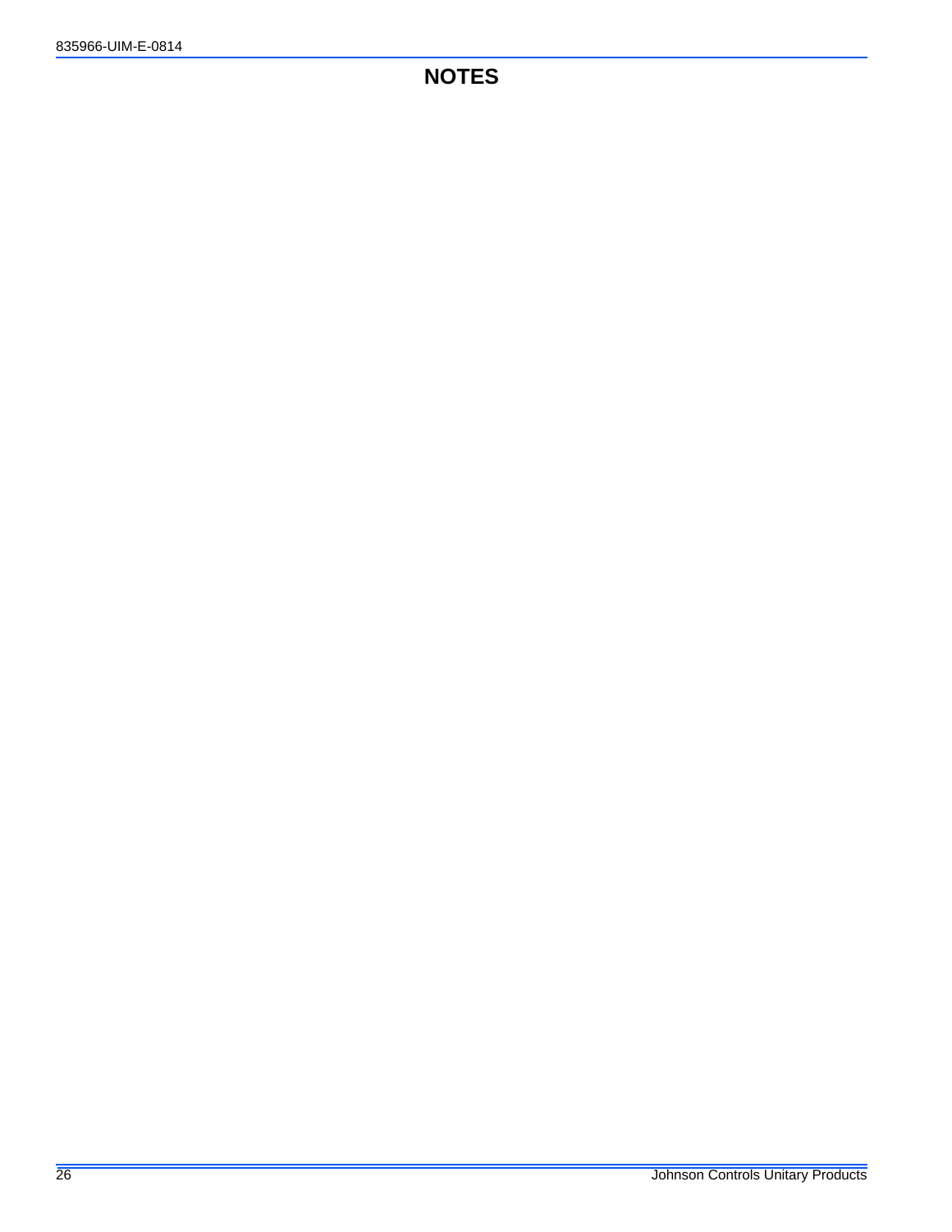# NOTES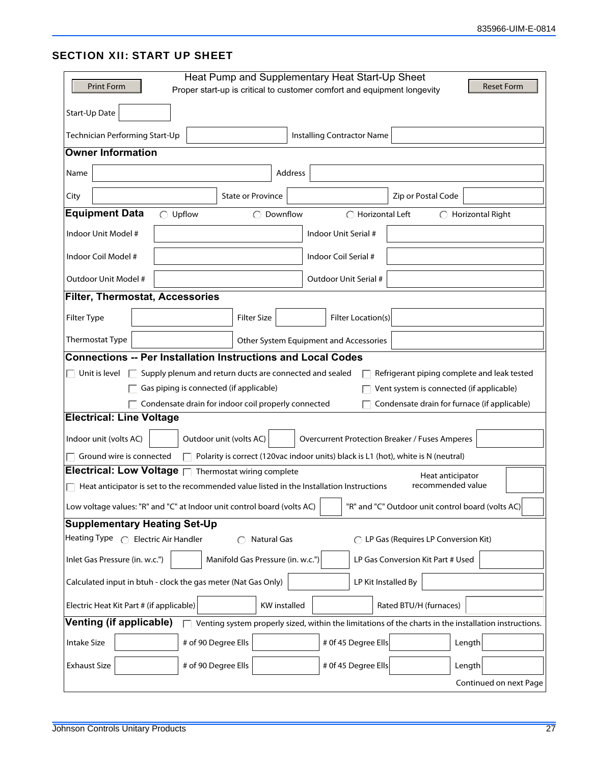## SECTION XII: START UP SHEET

Print Form | Reset Form

### Heat Pump and Supplementary Heat Start-Up Sheet

Proper start-up is critical to customer comfort and equipment longevity

Start-Up Date ______

Technician Performing Start-Up ______ Installing Contractor Name ______

### Owner Information

Name ______ Address ______

City ______ State or Province ______ Zip or Postal Code ______

### Equipment Data

◯ Upflow ◯ Downflow ◯ Horizontal Left ◯ Horizontal Right

Indoor Unit Model # ______ Indoor Unit Serial # ______

Indoor Coil Model # ______ Indoor Coil Serial # ______

Outdoor Unit Model # ______ Outdoor Unit Serial # ______

### Filter, Thermostat, Accessories

Filter Type ______ Filter Size ______ Filter Location(s) ______

Thermostat Type ______ Other System Equipment and Accessories ______

### Connections -- Per Installation Instructions and Local Codes

- ☐ Unit is level
- ☐ Supply plenum and return ducts are connected and sealed
- ☐ Refrigerant piping complete and leak tested
- ☐ Gas piping is connected (if applicable)
- ☐ Vent system is connected (if applicable)
- ☐ Condensate drain for indoor coil properly connected
- ☐ Condensate drain for furnace (if applicable)

### Electrical: Line Voltage

Indoor unit (volts AC) ______ Outdoor unit (volts AC) ______ Overcurrent Protection Breaker / Fuses Amperes ______

- ☐ Ground wire is connected
- ☐ Polarity is correct (120vac indoor units) black is L1 (hot), white is N (neutral)

### Electrical: Low Voltage

- ☐ Thermostat wiring complete
- ☐ Heat anticipator is set to the recommended value listed in the Installation Instructions

Heat anticipator recommended value ______

Low voltage values: "R" and "C" at Indoor unit control board (volts AC) ______ "R" and "C" Outdoor unit control board (volts AC) ______

### Supplementary Heating Set-Up

Heating Type ◯ Electric Air Handler ◯ Natural Gas ◯ LP Gas (Requires LP Conversion Kit)

Inlet Gas Pressure (in. w.c.") ______ Manifold Gas Pressure (in. w.c.") ______ LP Gas Conversion Kit Part # Used ______

Calculated input in btuh - clock the gas meter (Nat Gas Only) ______ LP Kit Installed By ______

Electric Heat Kit Part # (if applicable) ______ KW installed ______ Rated BTU/H (furnaces) ______

### Venting (if applicable)

- ☐ Venting system properly sized, within the limitations of the charts in the installation instructions.

Intake Size ______ # of 90 Degree Ells ______ # 0f 45 Degree Ells ______ Length ______

Exhaust Size ______ # of 90 Degree Ells ______ # 0f 45 Degree Ells ______ Length ______

Continued on next Page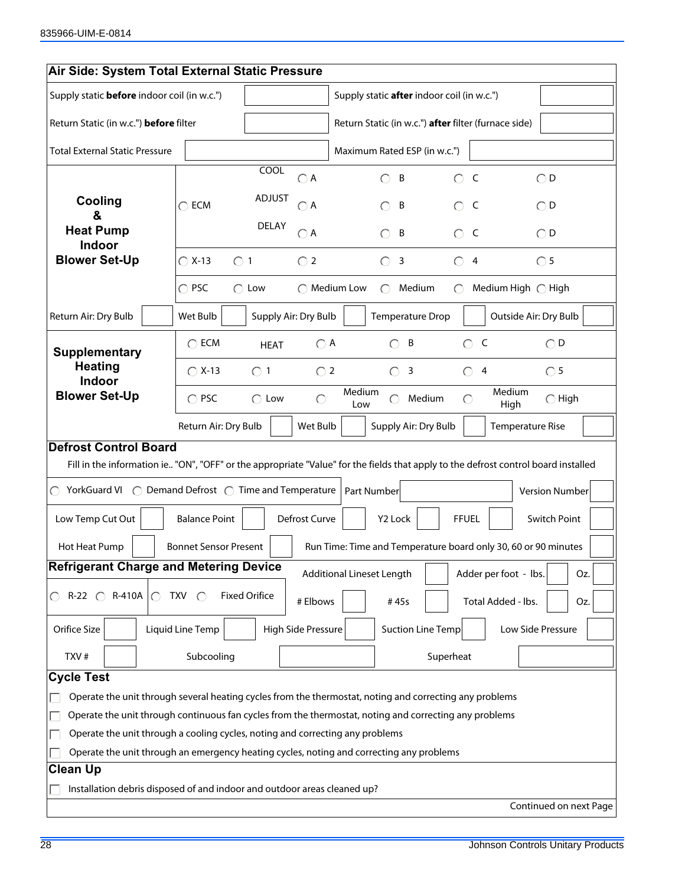## Air Side: System Total External Static Pressure

| | | | |
|---|---|---|---|
| Supply static **before** indoor coil (in w.c.") | | Supply static **after** indoor coil (in w.c.") | |
| Return Static (in w.c.") **before** filter | | Return Static (in w.c.") **after** filter (furnace side) | |
| Total External Static Pressure | | Maximum Rated ESP (in w.c.") | |

| | | | | | | |
|---|---|---|---|---|---|---|
| **Cooling & Heat Pump Indoor Blower Set-Up** | ◯ ECM | COOL | ◯ A | ◯ B | ◯ C | ◯ D |
| | | ADJUST | ◯ A | ◯ B | ◯ C | ◯ D |
| | | DELAY | ◯ A | ◯ B | ◯ C | ◯ D |
| | ◯ X-13 | ◯ 1 | ◯ 2 | ◯ 3 | ◯ 4 | ◯ 5 |
| | ◯ PSC | ◯ Low | ◯ Medium Low | ◯ Medium | ◯ Medium High | ◯ High |

| Return Air: Dry Bulb | | Wet Bulb | | Supply Air: Dry Bulb | | Temperature Drop | | Outside Air: Dry Bulb | |
|---|---|---|---|---|---|---|---|---|---|

| | | | | | | |
|---|---|---|---|---|---|---|
| **Supplementary Heating Indoor Blower Set-Up** | ◯ ECM | HEAT | ◯ A | ◯ B | ◯ C | ◯ D |
| | ◯ X-13 | ◯ 1 | ◯ 2 | ◯ 3 | ◯ 4 | ◯ 5 |
| | ◯ PSC | ◯ Low | ◯ Medium Low | ◯ Medium | ◯ Medium High | ◯ High |

| Return Air: Dry Bulb | | Wet Bulb | | Supply Air: Dry Bulb | | Temperature Rise | |
|---|---|---|---|---|---|---|---|

## Defrost Control Board

Fill in the information ie.. "ON", "OFF" or the appropriate "Value" for the fields that apply to the defrost control board installed

◯ YorkGuard VI ◯ Demand Defrost ◯ Time and Temperature

| | | | | | |
|---|---|---|---|---|---|
| Part Number | | Version Number | | | |
| Low Temp Cut Out | | Balance Point | | Defrost Curve | |
| Y2 Lock | | FFUEL | | Switch Point | |
| Hot Heat Pump | | Bonnet Sensor Present | | Run Time: Time and Temperature board only 30, 60 or 90 minutes | |

## Refrigerant Charge and Metering Device

◯ R-22 ◯ R-410A ◯ TXV ◯ Fixed Orifice

| | | | | | | | |
|---|---|---|---|---|---|---|---|
| Additional Lineset Length | | Adder per foot - lbs. | | Oz. | | | |
| # Elbows | | # 45s | | Total Added - lbs. | | Oz. | |
| Orifice Size | | Liquid Line Temp | | High Side Pressure | | Suction Line Temp | |
| Low Side Pressure | | TXV # | | Subcooling | | Superheat | |

## Cycle Test

- ☐ Operate the unit through several heating cycles from the thermostat, noting and correcting any problems
- ☐ Operate the unit through continuous fan cycles from the thermostat, noting and correcting any problems
- ☐ Operate the unit through a cooling cycles, noting and correcting any problems
- ☐ Operate the unit through an emergency heating cycles, noting and correcting any problems

## Clean Up

- ☐ Installation debris disposed of and indoor and outdoor areas cleaned up?

Continued on next Page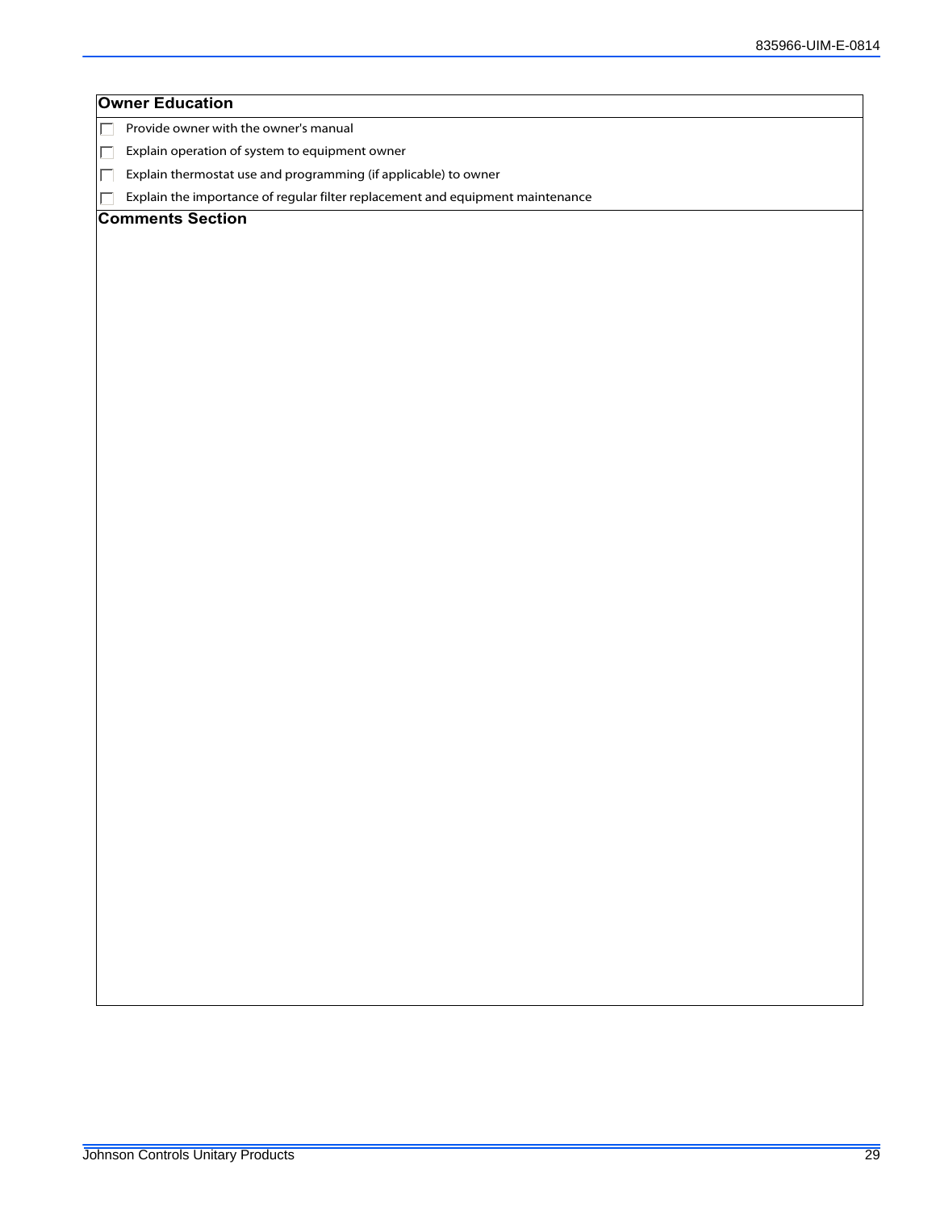## Owner Education

- [ ] Provide owner with the owner's manual
- [ ] Explain operation of system to equipment owner
- [ ] Explain thermostat use and programming (if applicable) to owner
- [ ] Explain the importance of regular filter replacement and equipment maintenance

## Comments Section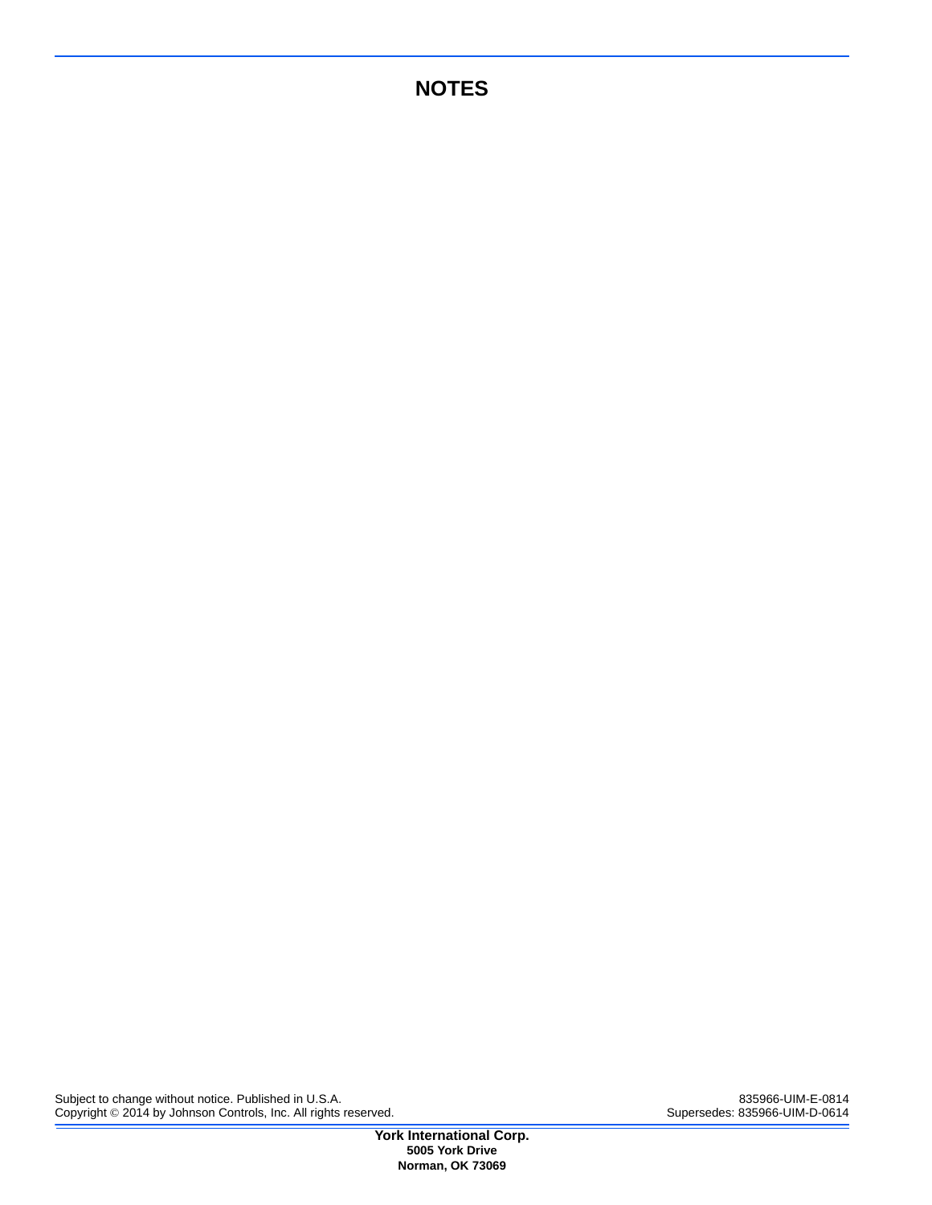# NOTES

Subject to change without notice. Published in U.S.A.
Copyright © 2014 by Johnson Controls, Inc. All rights reserved.

835966-UIM-E-0814
Supersedes: 835966-UIM-D-0614

**York International Corp.**
**5005 York Drive**
**Norman, OK 73069**